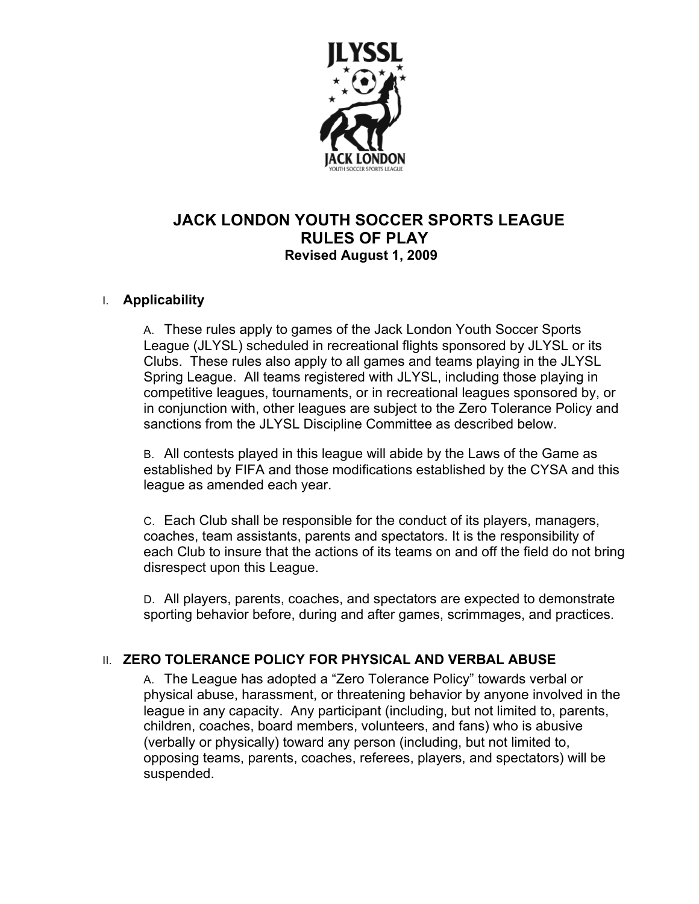# JACK LONDON YOUTH SOCCER SPORTS LEAGUE
# RULES OF PLAY
**Revised August 1, 2009**

## I. Applicability

A. These rules apply to games of the Jack London Youth Soccer Sports League (JLYSL) scheduled in recreational flights sponsored by JLYSL or its Clubs. These rules also apply to all games and teams playing in the JLYSL Spring League. All teams registered with JLYSL, including those playing in competitive leagues, tournaments, or in recreational leagues sponsored by, or in conjunction with, other leagues are subject to the Zero Tolerance Policy and sanctions from the JLYSL Discipline Committee as described below.

B. All contests played in this league will abide by the Laws of the Game as established by FIFA and those modifications established by the CYSA and this league as amended each year.

C. Each Club shall be responsible for the conduct of its players, managers, coaches, team assistants, parents and spectators. It is the responsibility of each Club to insure that the actions of its teams on and off the field do not bring disrespect upon this League.

D. All players, parents, coaches, and spectators are expected to demonstrate sporting behavior before, during and after games, scrimmages, and practices.

## II. ZERO TOLERANCE POLICY FOR PHYSICAL AND VERBAL ABUSE

A. The League has adopted a "Zero Tolerance Policy" towards verbal or physical abuse, harassment, or threatening behavior by anyone involved in the league in any capacity. Any participant (including, but not limited to, parents, children, coaches, board members, volunteers, and fans) who is abusive (verbally or physically) toward any person (including, but not limited to, opposing teams, parents, coaches, referees, players, and spectators) will be suspended.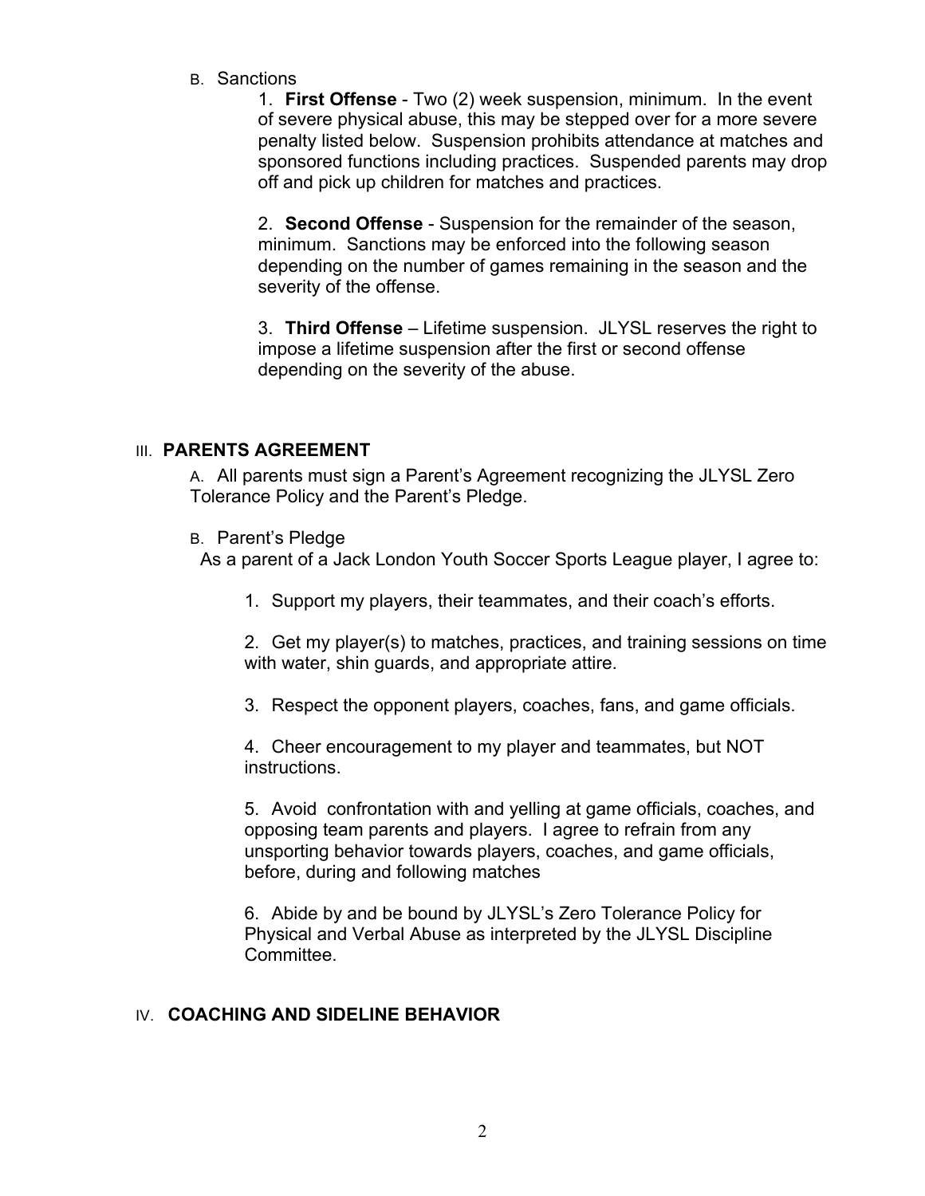B. Sanctions

1. **First Offense** - Two (2) week suspension, minimum. In the event of severe physical abuse, this may be stepped over for a more severe penalty listed below. Suspension prohibits attendance at matches and sponsored functions including practices. Suspended parents may drop off and pick up children for matches and practices.

2. **Second Offense** - Suspension for the remainder of the season, minimum. Sanctions may be enforced into the following season depending on the number of games remaining in the season and the severity of the offense.

3. **Third Offense** – Lifetime suspension. JLYSL reserves the right to impose a lifetime suspension after the first or second offense depending on the severity of the abuse.

## III. PARENTS AGREEMENT

A. All parents must sign a Parent's Agreement recognizing the JLYSL Zero Tolerance Policy and the Parent's Pledge.

B. Parent's Pledge

As a parent of a Jack London Youth Soccer Sports League player, I agree to:

1. Support my players, their teammates, and their coach's efforts.

2. Get my player(s) to matches, practices, and training sessions on time with water, shin guards, and appropriate attire.

3. Respect the opponent players, coaches, fans, and game officials.

4. Cheer encouragement to my player and teammates, but NOT instructions.

5. Avoid confrontation with and yelling at game officials, coaches, and opposing team parents and players. I agree to refrain from any unsporting behavior towards players, coaches, and game officials, before, during and following matches

6. Abide by and be bound by JLYSL's Zero Tolerance Policy for Physical and Verbal Abuse as interpreted by the JLYSL Discipline Committee.

## IV. COACHING AND SIDELINE BEHAVIOR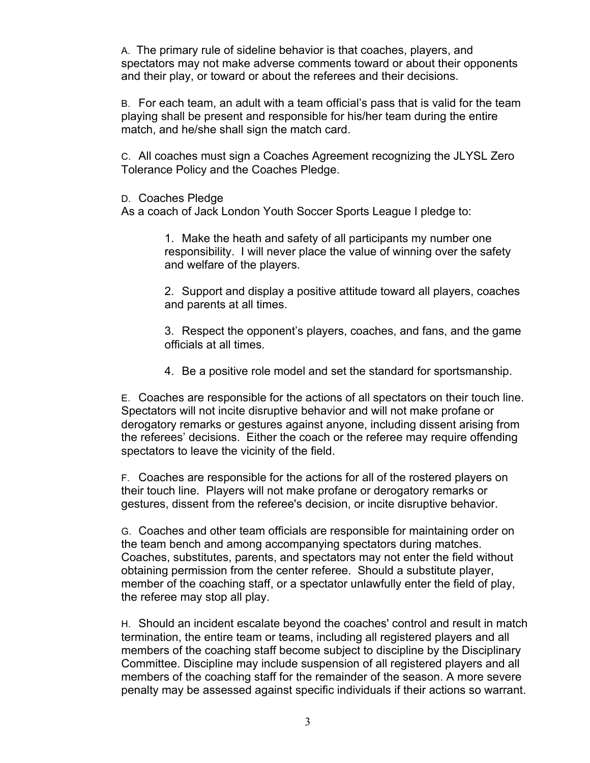A. The primary rule of sideline behavior is that coaches, players, and spectators may not make adverse comments toward or about their opponents and their play, or toward or about the referees and their decisions.

B. For each team, an adult with a team official's pass that is valid for the team playing shall be present and responsible for his/her team during the entire match, and he/she shall sign the match card.

C. All coaches must sign a Coaches Agreement recognizing the JLYSL Zero Tolerance Policy and the Coaches Pledge.

D. Coaches Pledge
As a coach of Jack London Youth Soccer Sports League I pledge to:

> 1. Make the heath and safety of all participants my number one responsibility. I will never place the value of winning over the safety and welfare of the players.
>
> 2. Support and display a positive attitude toward all players, coaches and parents at all times.
>
> 3. Respect the opponent's players, coaches, and fans, and the game officials at all times.
>
> 4. Be a positive role model and set the standard for sportsmanship.

E. Coaches are responsible for the actions of all spectators on their touch line. Spectators will not incite disruptive behavior and will not make profane or derogatory remarks or gestures against anyone, including dissent arising from the referees' decisions. Either the coach or the referee may require offending spectators to leave the vicinity of the field.

F. Coaches are responsible for the actions for all of the rostered players on their touch line. Players will not make profane or derogatory remarks or gestures, dissent from the referee's decision, or incite disruptive behavior.

G. Coaches and other team officials are responsible for maintaining order on the team bench and among accompanying spectators during matches. Coaches, substitutes, parents, and spectators may not enter the field without obtaining permission from the center referee. Should a substitute player, member of the coaching staff, or a spectator unlawfully enter the field of play, the referee may stop all play.

H. Should an incident escalate beyond the coaches' control and result in match termination, the entire team or teams, including all registered players and all members of the coaching staff become subject to discipline by the Disciplinary Committee. Discipline may include suspension of all registered players and all members of the coaching staff for the remainder of the season. A more severe penalty may be assessed against specific individuals if their actions so warrant.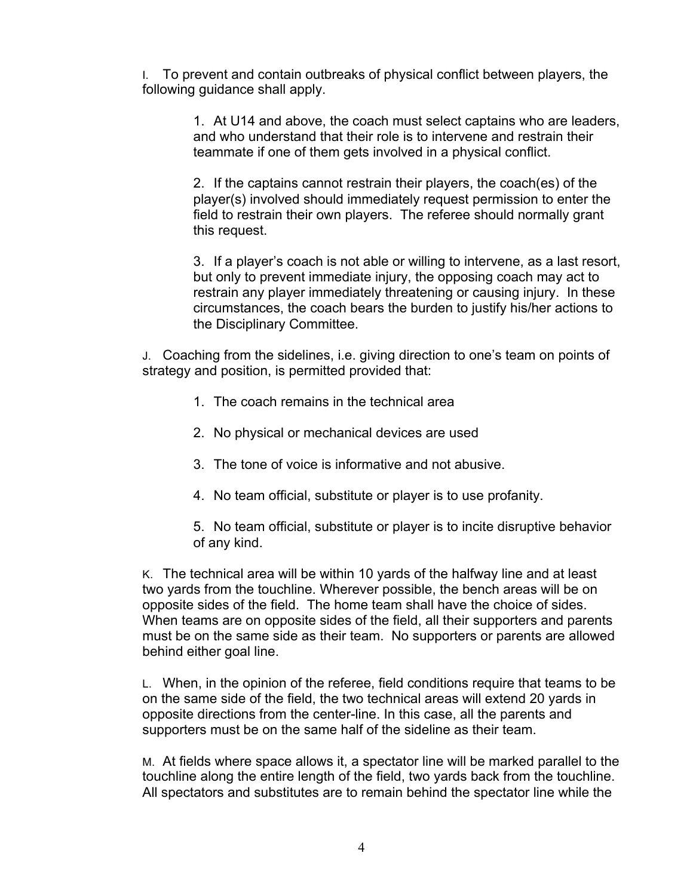I. To prevent and contain outbreaks of physical conflict between players, the following guidance shall apply.

> 1. At U14 and above, the coach must select captains who are leaders, and who understand that their role is to intervene and restrain their teammate if one of them gets involved in a physical conflict.
>
> 2. If the captains cannot restrain their players, the coach(es) of the player(s) involved should immediately request permission to enter the field to restrain their own players. The referee should normally grant this request.
>
> 3. If a player's coach is not able or willing to intervene, as a last resort, but only to prevent immediate injury, the opposing coach may act to restrain any player immediately threatening or causing injury. In these circumstances, the coach bears the burden to justify his/her actions to the Disciplinary Committee.

J. Coaching from the sidelines, i.e. giving direction to one's team on points of strategy and position, is permitted provided that:

> 1. The coach remains in the technical area
>
> 2. No physical or mechanical devices are used
>
> 3. The tone of voice is informative and not abusive.
>
> 4. No team official, substitute or player is to use profanity.
>
> 5. No team official, substitute or player is to incite disruptive behavior of any kind.

K. The technical area will be within 10 yards of the halfway line and at least two yards from the touchline. Wherever possible, the bench areas will be on opposite sides of the field. The home team shall have the choice of sides. When teams are on opposite sides of the field, all their supporters and parents must be on the same side as their team. No supporters or parents are allowed behind either goal line.

L. When, in the opinion of the referee, field conditions require that teams to be on the same side of the field, the two technical areas will extend 20 yards in opposite directions from the center-line. In this case, all the parents and supporters must be on the same half of the sideline as their team.

M. At fields where space allows it, a spectator line will be marked parallel to the touchline along the entire length of the field, two yards back from the touchline. All spectators and substitutes are to remain behind the spectator line while the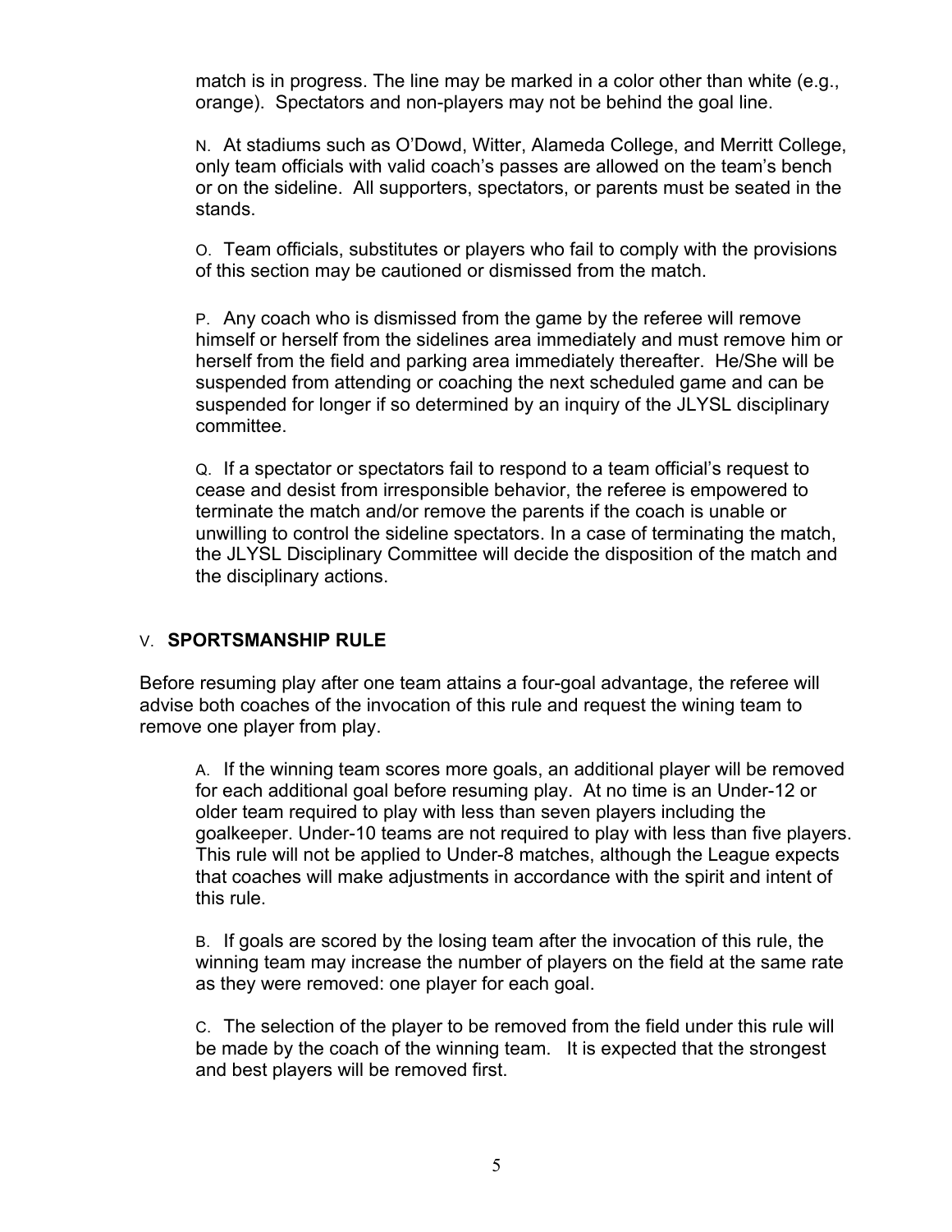match is in progress. The line may be marked in a color other than white (e.g., orange). Spectators and non-players may not be behind the goal line.

N. At stadiums such as O'Dowd, Witter, Alameda College, and Merritt College, only team officials with valid coach's passes are allowed on the team's bench or on the sideline. All supporters, spectators, or parents must be seated in the stands.

O. Team officials, substitutes or players who fail to comply with the provisions of this section may be cautioned or dismissed from the match.

P. Any coach who is dismissed from the game by the referee will remove himself or herself from the sidelines area immediately and must remove him or herself from the field and parking area immediately thereafter. He/She will be suspended from attending or coaching the next scheduled game and can be suspended for longer if so determined by an inquiry of the JLYSL disciplinary committee.

Q. If a spectator or spectators fail to respond to a team official's request to cease and desist from irresponsible behavior, the referee is empowered to terminate the match and/or remove the parents if the coach is unable or unwilling to control the sideline spectators. In a case of terminating the match, the JLYSL Disciplinary Committee will decide the disposition of the match and the disciplinary actions.

## V. SPORTSMANSHIP RULE

Before resuming play after one team attains a four-goal advantage, the referee will advise both coaches of the invocation of this rule and request the wining team to remove one player from play.

A. If the winning team scores more goals, an additional player will be removed for each additional goal before resuming play. At no time is an Under-12 or older team required to play with less than seven players including the goalkeeper. Under-10 teams are not required to play with less than five players. This rule will not be applied to Under-8 matches, although the League expects that coaches will make adjustments in accordance with the spirit and intent of this rule.

B. If goals are scored by the losing team after the invocation of this rule, the winning team may increase the number of players on the field at the same rate as they were removed: one player for each goal.

C. The selection of the player to be removed from the field under this rule will be made by the coach of the winning team. It is expected that the strongest and best players will be removed first.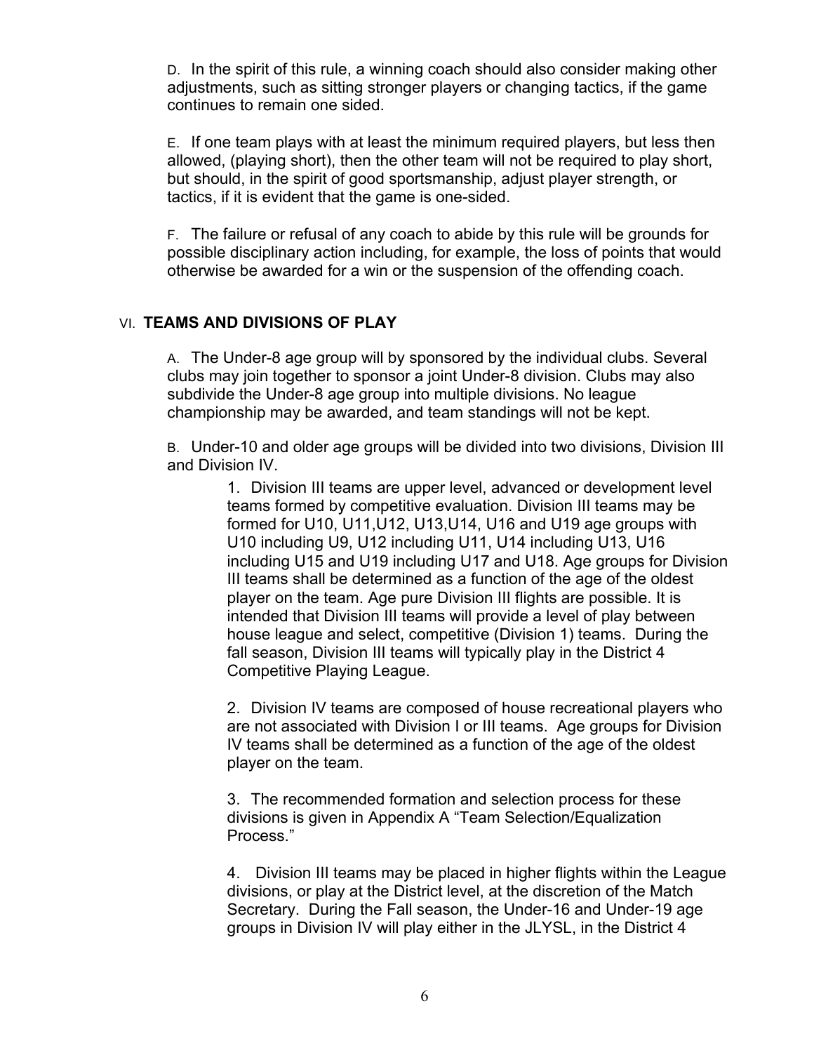D. In the spirit of this rule, a winning coach should also consider making other adjustments, such as sitting stronger players or changing tactics, if the game continues to remain one sided.

E. If one team plays with at least the minimum required players, but less then allowed, (playing short), then the other team will not be required to play short, but should, in the spirit of good sportsmanship, adjust player strength, or tactics, if it is evident that the game is one-sided.

F. The failure or refusal of any coach to abide by this rule will be grounds for possible disciplinary action including, for example, the loss of points that would otherwise be awarded for a win or the suspension of the offending coach.

## VI. TEAMS AND DIVISIONS OF PLAY

A. The Under-8 age group will by sponsored by the individual clubs. Several clubs may join together to sponsor a joint Under-8 division. Clubs may also subdivide the Under-8 age group into multiple divisions. No league championship may be awarded, and team standings will not be kept.

B. Under-10 and older age groups will be divided into two divisions, Division III and Division IV.

1. Division III teams are upper level, advanced or development level teams formed by competitive evaluation. Division III teams may be formed for U10, U11,U12, U13,U14, U16 and U19 age groups with U10 including U9, U12 including U11, U14 including U13, U16 including U15 and U19 including U17 and U18. Age groups for Division III teams shall be determined as a function of the age of the oldest player on the team. Age pure Division III flights are possible. It is intended that Division III teams will provide a level of play between house league and select, competitive (Division 1) teams. During the fall season, Division III teams will typically play in the District 4 Competitive Playing League.

2. Division IV teams are composed of house recreational players who are not associated with Division I or III teams. Age groups for Division IV teams shall be determined as a function of the age of the oldest player on the team.

3. The recommended formation and selection process for these divisions is given in Appendix A "Team Selection/Equalization Process."

4. Division III teams may be placed in higher flights within the League divisions, or play at the District level, at the discretion of the Match Secretary. During the Fall season, the Under-16 and Under-19 age groups in Division IV will play either in the JLYSL, in the District 4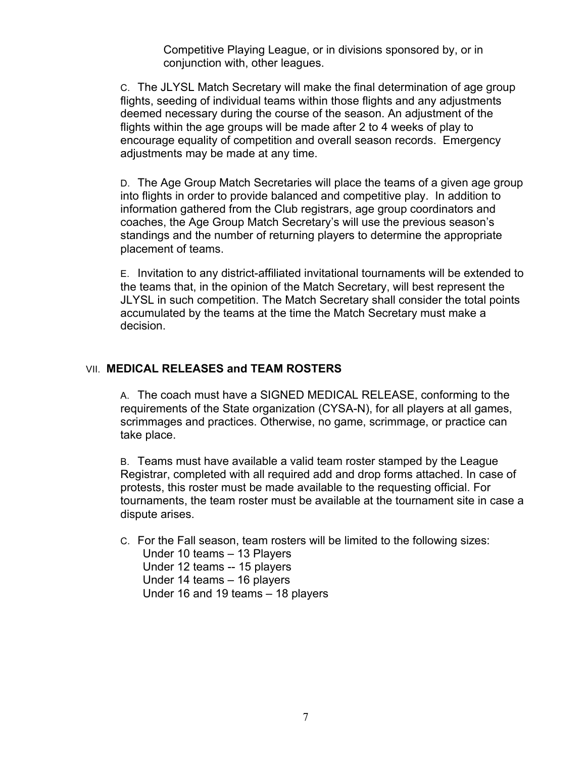Competitive Playing League, or in divisions sponsored by, or in conjunction with, other leagues.

C. The JLYSL Match Secretary will make the final determination of age group flights, seeding of individual teams within those flights and any adjustments deemed necessary during the course of the season. An adjustment of the flights within the age groups will be made after 2 to 4 weeks of play to encourage equality of competition and overall season records. Emergency adjustments may be made at any time.

D. The Age Group Match Secretaries will place the teams of a given age group into flights in order to provide balanced and competitive play. In addition to information gathered from the Club registrars, age group coordinators and coaches, the Age Group Match Secretary's will use the previous season's standings and the number of returning players to determine the appropriate placement of teams.

E. Invitation to any district-affiliated invitational tournaments will be extended to the teams that, in the opinion of the Match Secretary, will best represent the JLYSL in such competition. The Match Secretary shall consider the total points accumulated by the teams at the time the Match Secretary must make a decision.

## VII. MEDICAL RELEASES and TEAM ROSTERS

A. The coach must have a SIGNED MEDICAL RELEASE, conforming to the requirements of the State organization (CYSA-N), for all players at all games, scrimmages and practices. Otherwise, no game, scrimmage, or practice can take place.

B. Teams must have available a valid team roster stamped by the League Registrar, completed with all required add and drop forms attached. In case of protests, this roster must be made available to the requesting official. For tournaments, the team roster must be available at the tournament site in case a dispute arises.

C. For the Fall season, team rosters will be limited to the following sizes:

Under 10 teams – 13 Players
Under 12 teams -- 15 players
Under 14 teams – 16 players
Under 16 and 19 teams – 18 players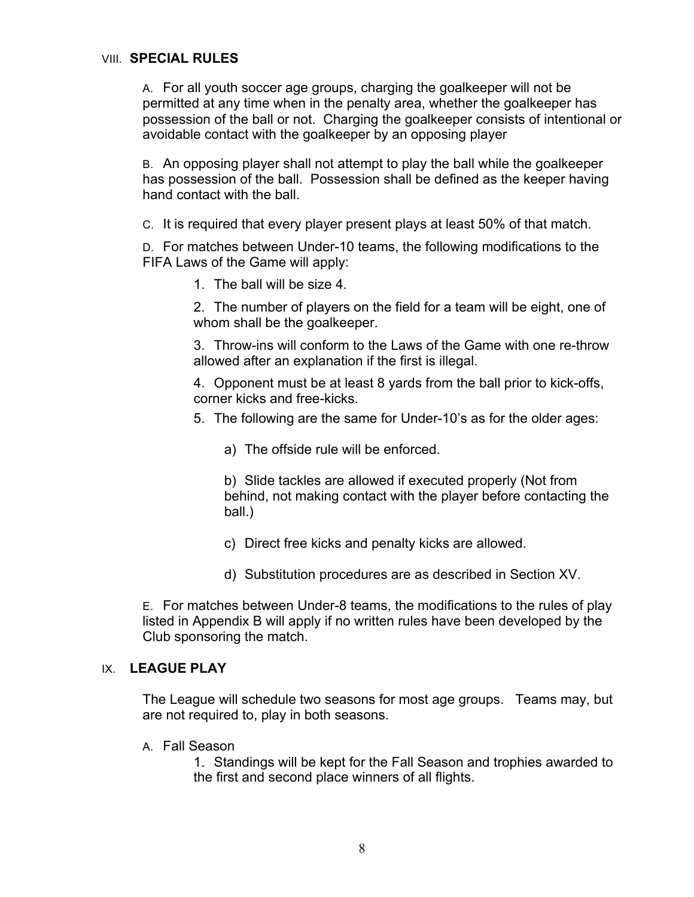## VIII. SPECIAL RULES

A. For all youth soccer age groups, charging the goalkeeper will not be permitted at any time when in the penalty area, whether the goalkeeper has possession of the ball or not. Charging the goalkeeper consists of intentional or avoidable contact with the goalkeeper by an opposing player

B. An opposing player shall not attempt to play the ball while the goalkeeper has possession of the ball. Possession shall be defined as the keeper having hand contact with the ball.

C. It is required that every player present plays at least 50% of that match.

D. For matches between Under-10 teams, the following modifications to the FIFA Laws of the Game will apply:

1. The ball will be size 4.
2. The number of players on the field for a team will be eight, one of whom shall be the goalkeeper.
3. Throw-ins will conform to the Laws of the Game with one re-throw allowed after an explanation if the first is illegal.
4. Opponent must be at least 8 yards from the ball prior to kick-offs, corner kicks and free-kicks.
5. The following are the same for Under-10's as for the older ages:
   a) The offside rule will be enforced.
   b) Slide tackles are allowed if executed properly (Not from behind, not making contact with the player before contacting the ball.)
   c) Direct free kicks and penalty kicks are allowed.
   d) Substitution procedures are as described in Section XV.

E. For matches between Under-8 teams, the modifications to the rules of play listed in Appendix B will apply if no written rules have been developed by the Club sponsoring the match.

## IX. LEAGUE PLAY

The League will schedule two seasons for most age groups. Teams may, but are not required to, play in both seasons.

A. Fall Season

1. Standings will be kept for the Fall Season and trophies awarded to the first and second place winners of all flights.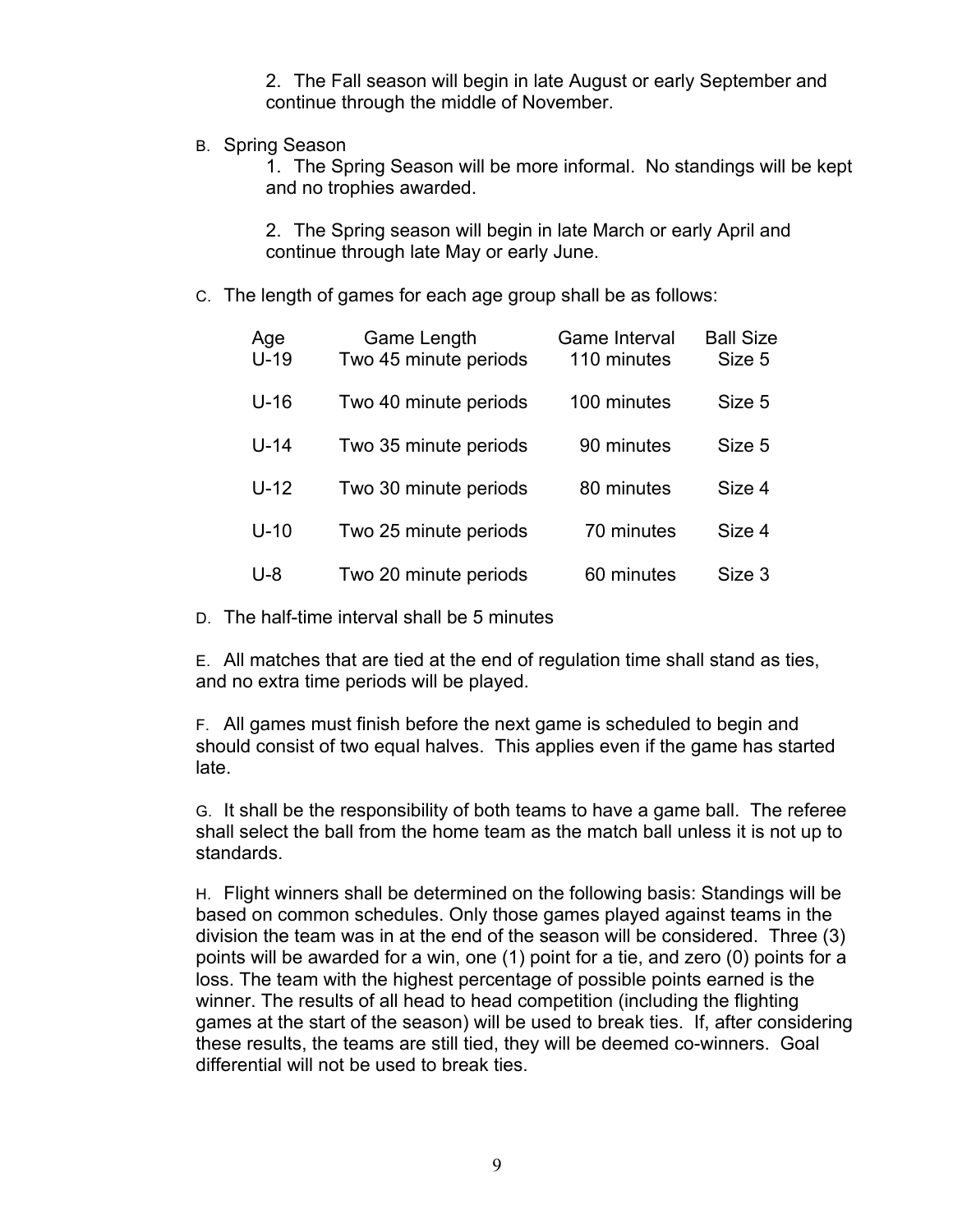2. The Fall season will begin in late August or early September and continue through the middle of November.

B. Spring Season

1. The Spring Season will be more informal. No standings will be kept and no trophies awarded.

2. The Spring season will begin in late March or early April and continue through late May or early June.

C. The length of games for each age group shall be as follows:

| Age | Game Length | Game Interval | Ball Size |
|---|---|---|---|
| U-19 | Two 45 minute periods | 110 minutes | Size 5 |
| U-16 | Two 40 minute periods | 100 minutes | Size 5 |
| U-14 | Two 35 minute periods | 90 minutes | Size 5 |
| U-12 | Two 30 minute periods | 80 minutes | Size 4 |
| U-10 | Two 25 minute periods | 70 minutes | Size 4 |
| U-8 | Two 20 minute periods | 60 minutes | Size 3 |

D. The half-time interval shall be 5 minutes

E. All matches that are tied at the end of regulation time shall stand as ties, and no extra time periods will be played.

F. All games must finish before the next game is scheduled to begin and should consist of two equal halves. This applies even if the game has started late.

G. It shall be the responsibility of both teams to have a game ball. The referee shall select the ball from the home team as the match ball unless it is not up to standards.

H. Flight winners shall be determined on the following basis: Standings will be based on common schedules. Only those games played against teams in the division the team was in at the end of the season will be considered. Three (3) points will be awarded for a win, one (1) point for a tie, and zero (0) points for a loss. The team with the highest percentage of possible points earned is the winner. The results of all head to head competition (including the flighting games at the start of the season) will be used to break ties. If, after considering these results, the teams are still tied, they will be deemed co-winners. Goal differential will not be used to break ties.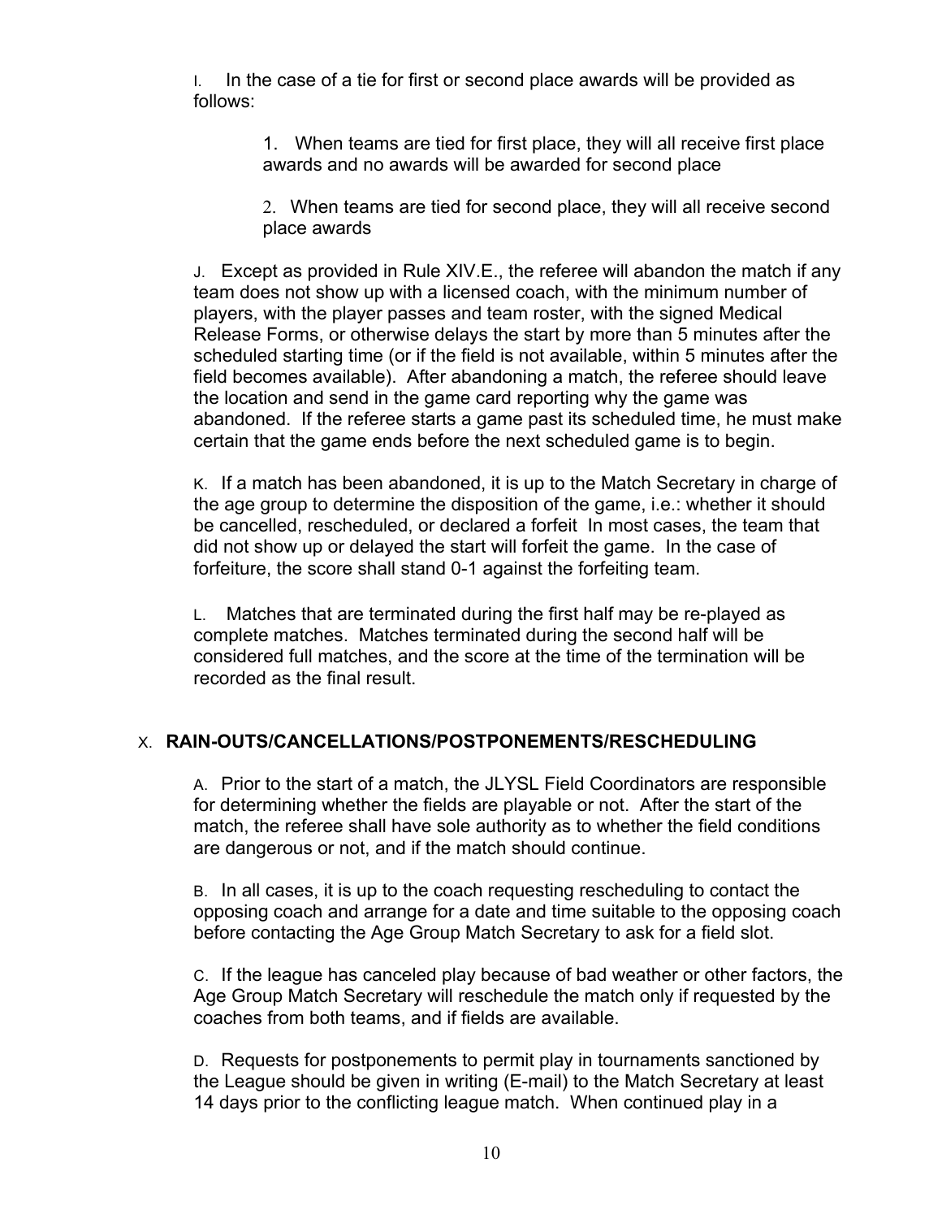I. In the case of a tie for first or second place awards will be provided as follows:

1. When teams are tied for first place, they will all receive first place awards and no awards will be awarded for second place

2. When teams are tied for second place, they will all receive second place awards

J. Except as provided in Rule XIV.E., the referee will abandon the match if any team does not show up with a licensed coach, with the minimum number of players, with the player passes and team roster, with the signed Medical Release Forms, or otherwise delays the start by more than 5 minutes after the scheduled starting time (or if the field is not available, within 5 minutes after the field becomes available). After abandoning a match, the referee should leave the location and send in the game card reporting why the game was abandoned. If the referee starts a game past its scheduled time, he must make certain that the game ends before the next scheduled game is to begin.

K. If a match has been abandoned, it is up to the Match Secretary in charge of the age group to determine the disposition of the game, i.e.: whether it should be cancelled, rescheduled, or declared a forfeit In most cases, the team that did not show up or delayed the start will forfeit the game. In the case of forfeiture, the score shall stand 0-1 against the forfeiting team.

L. Matches that are terminated during the first half may be re-played as complete matches. Matches terminated during the second half will be considered full matches, and the score at the time of the termination will be recorded as the final result.

## X. RAIN-OUTS/CANCELLATIONS/POSTPONEMENTS/RESCHEDULING

A. Prior to the start of a match, the JLYSL Field Coordinators are responsible for determining whether the fields are playable or not. After the start of the match, the referee shall have sole authority as to whether the field conditions are dangerous or not, and if the match should continue.

B. In all cases, it is up to the coach requesting rescheduling to contact the opposing coach and arrange for a date and time suitable to the opposing coach before contacting the Age Group Match Secretary to ask for a field slot.

C. If the league has canceled play because of bad weather or other factors, the Age Group Match Secretary will reschedule the match only if requested by the coaches from both teams, and if fields are available.

D. Requests for postponements to permit play in tournaments sanctioned by the League should be given in writing (E-mail) to the Match Secretary at least 14 days prior to the conflicting league match. When continued play in a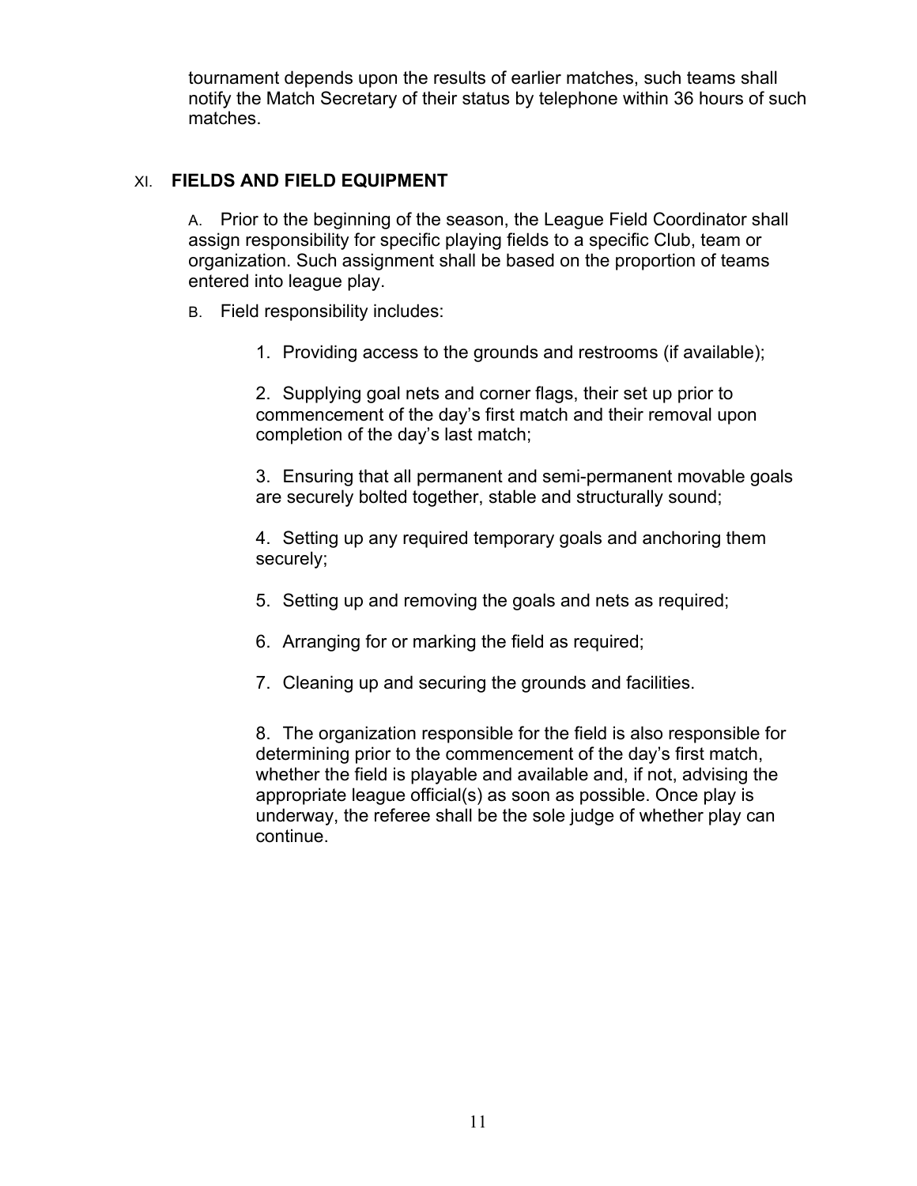tournament depends upon the results of earlier matches, such teams shall notify the Match Secretary of their status by telephone within 36 hours of such matches.

## XI. FIELDS AND FIELD EQUIPMENT

A. Prior to the beginning of the season, the League Field Coordinator shall assign responsibility for specific playing fields to a specific Club, team or organization. Such assignment shall be based on the proportion of teams entered into league play.

B. Field responsibility includes:

1. Providing access to the grounds and restrooms (if available);

2. Supplying goal nets and corner flags, their set up prior to commencement of the day's first match and their removal upon completion of the day's last match;

3. Ensuring that all permanent and semi-permanent movable goals are securely bolted together, stable and structurally sound;

4. Setting up any required temporary goals and anchoring them securely;

5. Setting up and removing the goals and nets as required;

6. Arranging for or marking the field as required;

7. Cleaning up and securing the grounds and facilities.

8. The organization responsible for the field is also responsible for determining prior to the commencement of the day's first match, whether the field is playable and available and, if not, advising the appropriate league official(s) as soon as possible. Once play is underway, the referee shall be the sole judge of whether play can continue.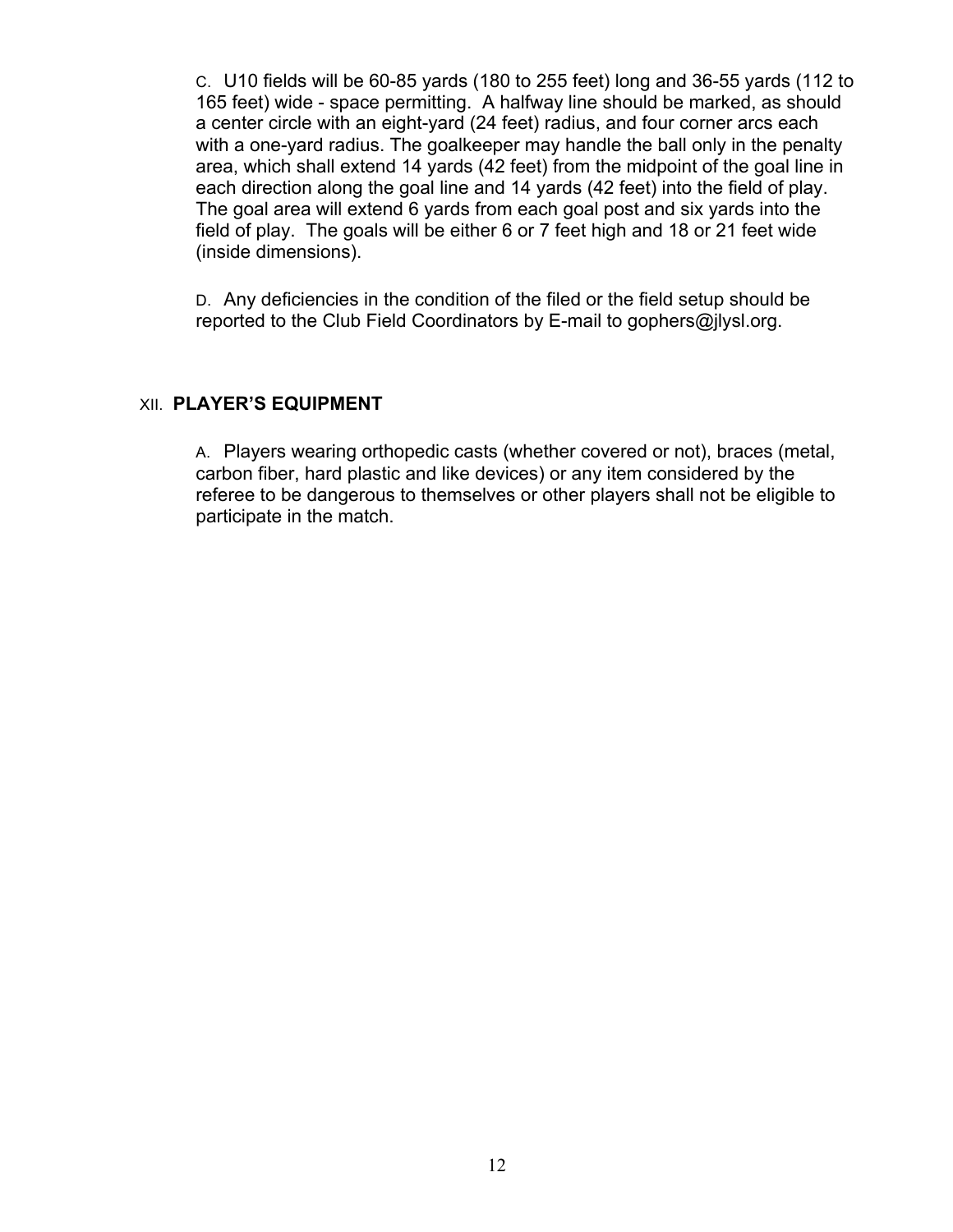C. U10 fields will be 60-85 yards (180 to 255 feet) long and 36-55 yards (112 to 165 feet) wide - space permitting. A halfway line should be marked, as should a center circle with an eight-yard (24 feet) radius, and four corner arcs each with a one-yard radius. The goalkeeper may handle the ball only in the penalty area, which shall extend 14 yards (42 feet) from the midpoint of the goal line in each direction along the goal line and 14 yards (42 feet) into the field of play. The goal area will extend 6 yards from each goal post and six yards into the field of play. The goals will be either 6 or 7 feet high and 18 or 21 feet wide (inside dimensions).

D. Any deficiencies in the condition of the filed or the field setup should be reported to the Club Field Coordinators by E-mail to gophers@jlysl.org.

## XII. PLAYER'S EQUIPMENT

A. Players wearing orthopedic casts (whether covered or not), braces (metal, carbon fiber, hard plastic and like devices) or any item considered by the referee to be dangerous to themselves or other players shall not be eligible to participate in the match.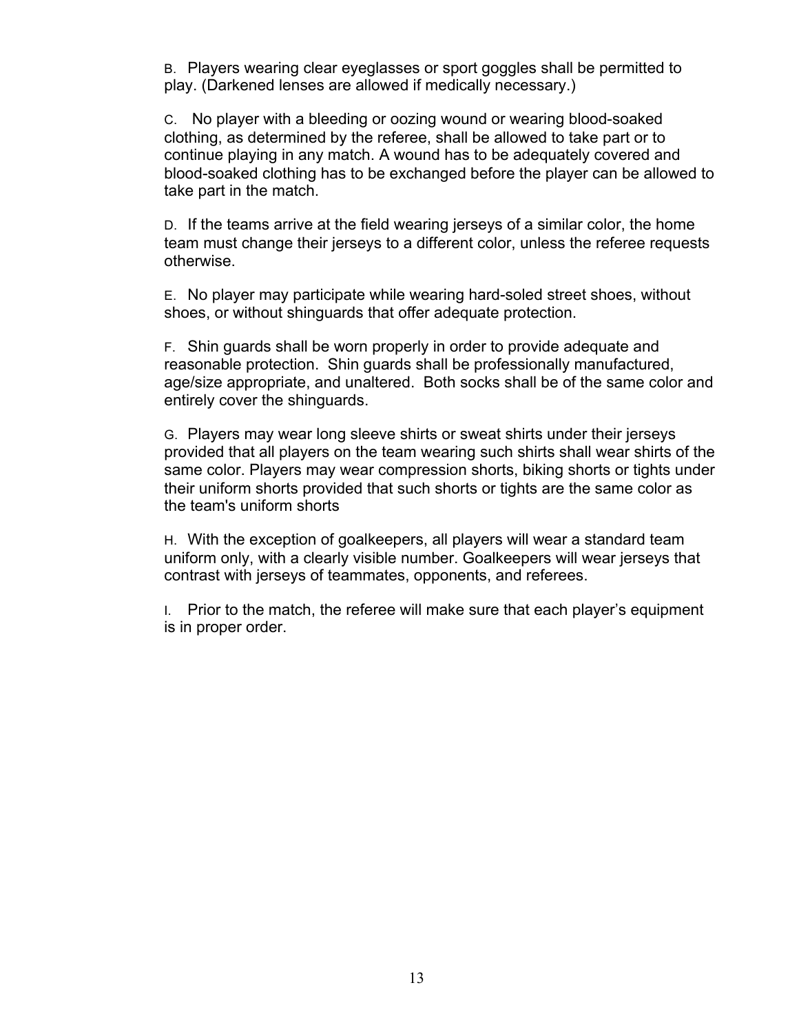B. Players wearing clear eyeglasses or sport goggles shall be permitted to play. (Darkened lenses are allowed if medically necessary.)

C. No player with a bleeding or oozing wound or wearing blood-soaked clothing, as determined by the referee, shall be allowed to take part or to continue playing in any match. A wound has to be adequately covered and blood-soaked clothing has to be exchanged before the player can be allowed to take part in the match.

D. If the teams arrive at the field wearing jerseys of a similar color, the home team must change their jerseys to a different color, unless the referee requests otherwise.

E. No player may participate while wearing hard-soled street shoes, without shoes, or without shinguards that offer adequate protection.

F. Shin guards shall be worn properly in order to provide adequate and reasonable protection. Shin guards shall be professionally manufactured, age/size appropriate, and unaltered. Both socks shall be of the same color and entirely cover the shinguards.

G. Players may wear long sleeve shirts or sweat shirts under their jerseys provided that all players on the team wearing such shirts shall wear shirts of the same color. Players may wear compression shorts, biking shorts or tights under their uniform shorts provided that such shorts or tights are the same color as the team's uniform shorts

H. With the exception of goalkeepers, all players will wear a standard team uniform only, with a clearly visible number. Goalkeepers will wear jerseys that contrast with jerseys of teammates, opponents, and referees.

I. Prior to the match, the referee will make sure that each player's equipment is in proper order.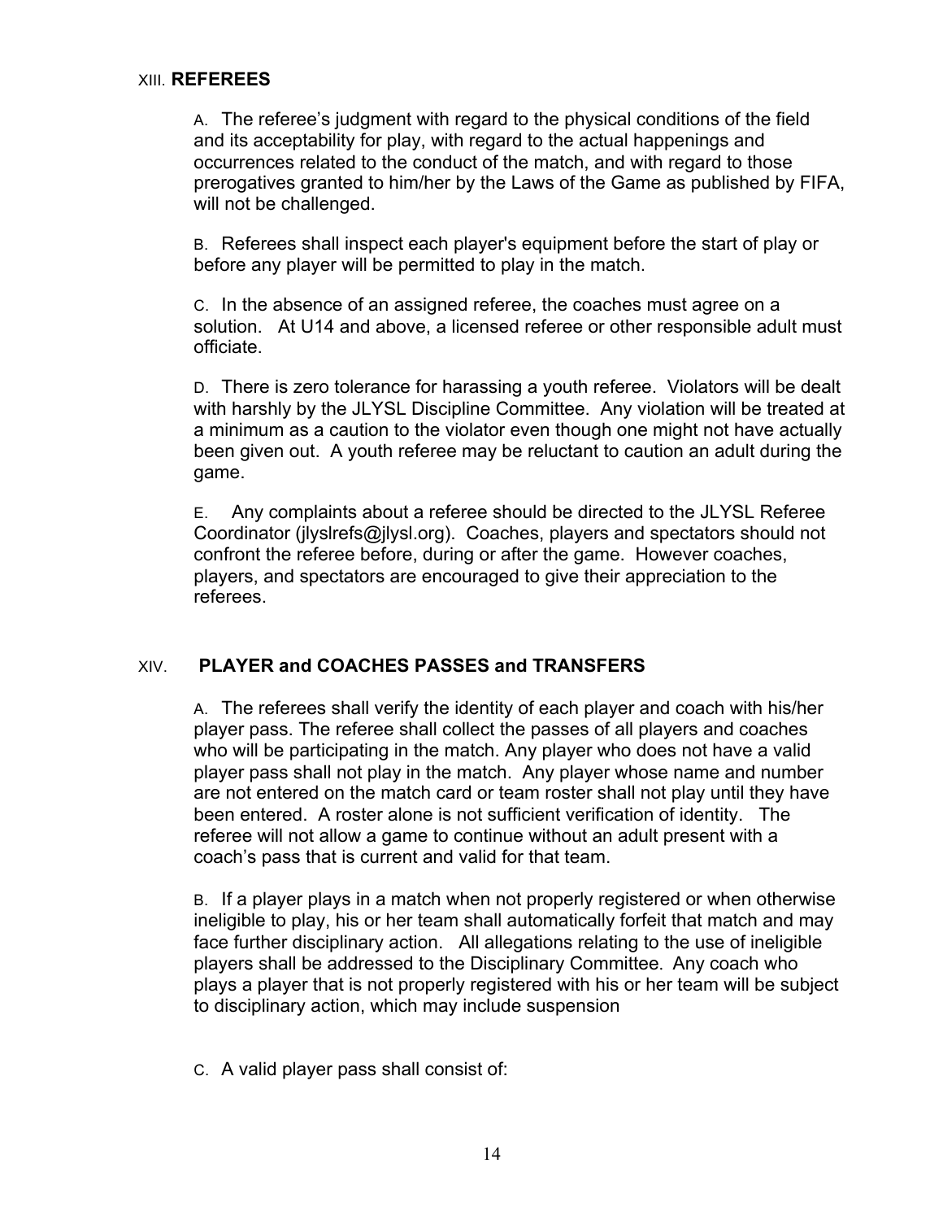## XIII. REFEREES

A. The referee's judgment with regard to the physical conditions of the field and its acceptability for play, with regard to the actual happenings and occurrences related to the conduct of the match, and with regard to those prerogatives granted to him/her by the Laws of the Game as published by FIFA, will not be challenged.

B. Referees shall inspect each player's equipment before the start of play or before any player will be permitted to play in the match.

C. In the absence of an assigned referee, the coaches must agree on a solution. At U14 and above, a licensed referee or other responsible adult must officiate.

D. There is zero tolerance for harassing a youth referee. Violators will be dealt with harshly by the JLYSL Discipline Committee. Any violation will be treated at a minimum as a caution to the violator even though one might not have actually been given out. A youth referee may be reluctant to caution an adult during the game.

E. Any complaints about a referee should be directed to the JLYSL Referee Coordinator (jlyslrefs@jlysl.org). Coaches, players and spectators should not confront the referee before, during or after the game. However coaches, players, and spectators are encouraged to give their appreciation to the referees.

## XIV. PLAYER and COACHES PASSES and TRANSFERS

A. The referees shall verify the identity of each player and coach with his/her player pass. The referee shall collect the passes of all players and coaches who will be participating in the match. Any player who does not have a valid player pass shall not play in the match. Any player whose name and number are not entered on the match card or team roster shall not play until they have been entered. A roster alone is not sufficient verification of identity. The referee will not allow a game to continue without an adult present with a coach's pass that is current and valid for that team.

B. If a player plays in a match when not properly registered or when otherwise ineligible to play, his or her team shall automatically forfeit that match and may face further disciplinary action. All allegations relating to the use of ineligible players shall be addressed to the Disciplinary Committee. Any coach who plays a player that is not properly registered with his or her team will be subject to disciplinary action, which may include suspension

C. A valid player pass shall consist of: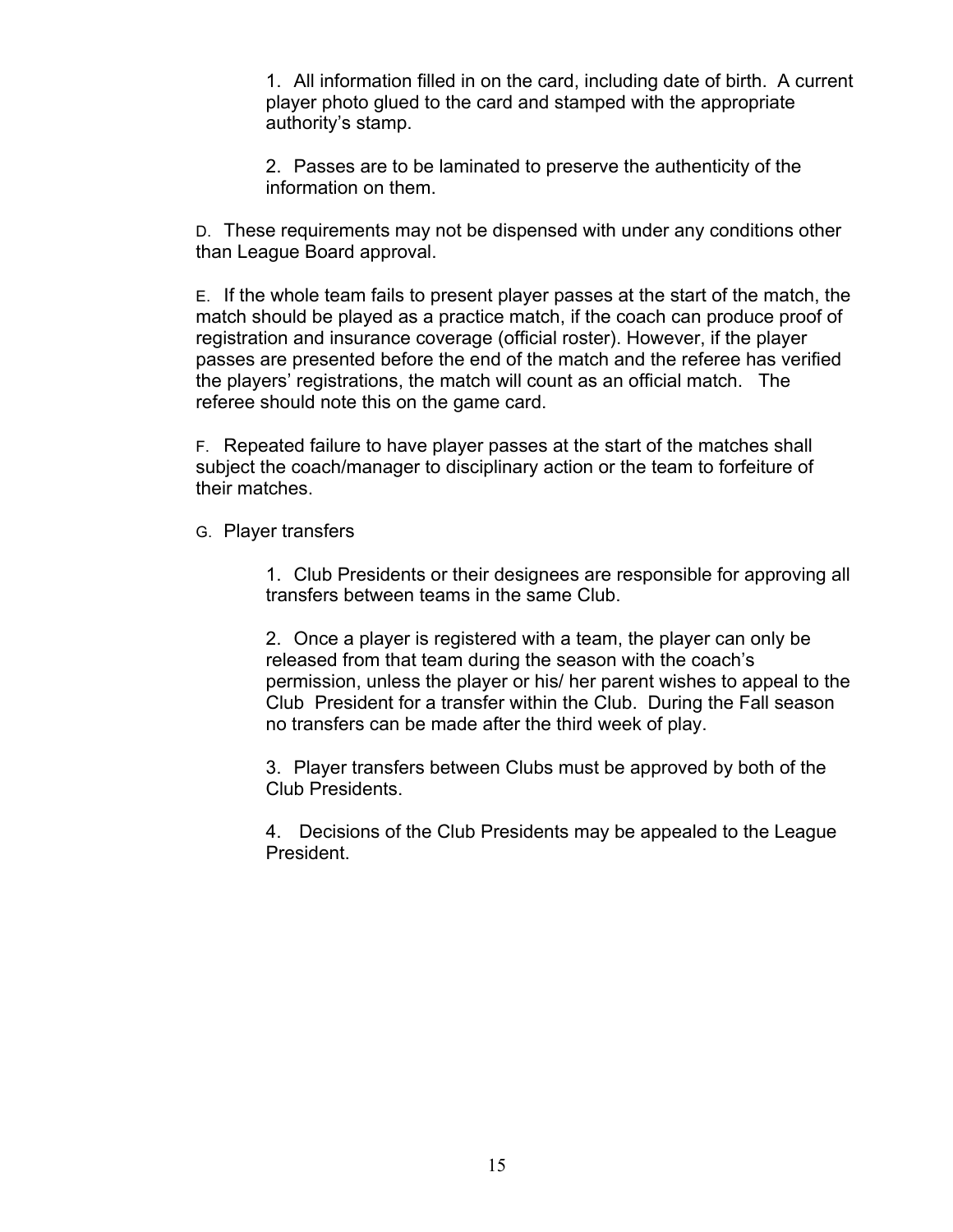1. All information filled in on the card, including date of birth. A current player photo glued to the card and stamped with the appropriate authority's stamp.

2. Passes are to be laminated to preserve the authenticity of the information on them.

D. These requirements may not be dispensed with under any conditions other than League Board approval.

E. If the whole team fails to present player passes at the start of the match, the match should be played as a practice match, if the coach can produce proof of registration and insurance coverage (official roster). However, if the player passes are presented before the end of the match and the referee has verified the players' registrations, the match will count as an official match. The referee should note this on the game card.

F. Repeated failure to have player passes at the start of the matches shall subject the coach/manager to disciplinary action or the team to forfeiture of their matches.

G. Player transfers

1. Club Presidents or their designees are responsible for approving all transfers between teams in the same Club.

2. Once a player is registered with a team, the player can only be released from that team during the season with the coach's permission, unless the player or his/ her parent wishes to appeal to the Club President for a transfer within the Club. During the Fall season no transfers can be made after the third week of play.

3. Player transfers between Clubs must be approved by both of the Club Presidents.

4. Decisions of the Club Presidents may be appealed to the League President.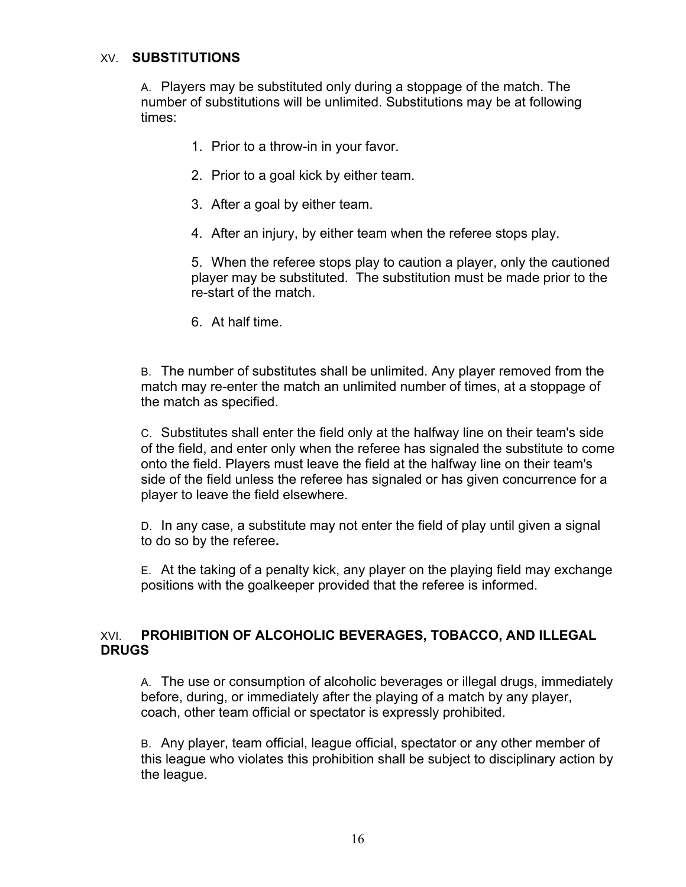## XV. SUBSTITUTIONS

A. Players may be substituted only during a stoppage of the match. The number of substitutions will be unlimited. Substitutions may be at following times:

1. Prior to a throw-in in your favor.
2. Prior to a goal kick by either team.
3. After a goal by either team.
4. After an injury, by either team when the referee stops play.
5. When the referee stops play to caution a player, only the cautioned player may be substituted. The substitution must be made prior to the re-start of the match.
6. At half time.

B. The number of substitutes shall be unlimited. Any player removed from the match may re-enter the match an unlimited number of times, at a stoppage of the match as specified.

C. Substitutes shall enter the field only at the halfway line on their team's side of the field, and enter only when the referee has signaled the substitute to come onto the field. Players must leave the field at the halfway line on their team's side of the field unless the referee has signaled or has given concurrence for a player to leave the field elsewhere.

D. In any case, a substitute may not enter the field of play until given a signal to do so by the referee**.**

E. At the taking of a penalty kick, any player on the playing field may exchange positions with the goalkeeper provided that the referee is informed.

## XVI. PROHIBITION OF ALCOHOLIC BEVERAGES, TOBACCO, AND ILLEGAL DRUGS

A. The use or consumption of alcoholic beverages or illegal drugs, immediately before, during, or immediately after the playing of a match by any player, coach, other team official or spectator is expressly prohibited.

B. Any player, team official, league official, spectator or any other member of this league who violates this prohibition shall be subject to disciplinary action by the league.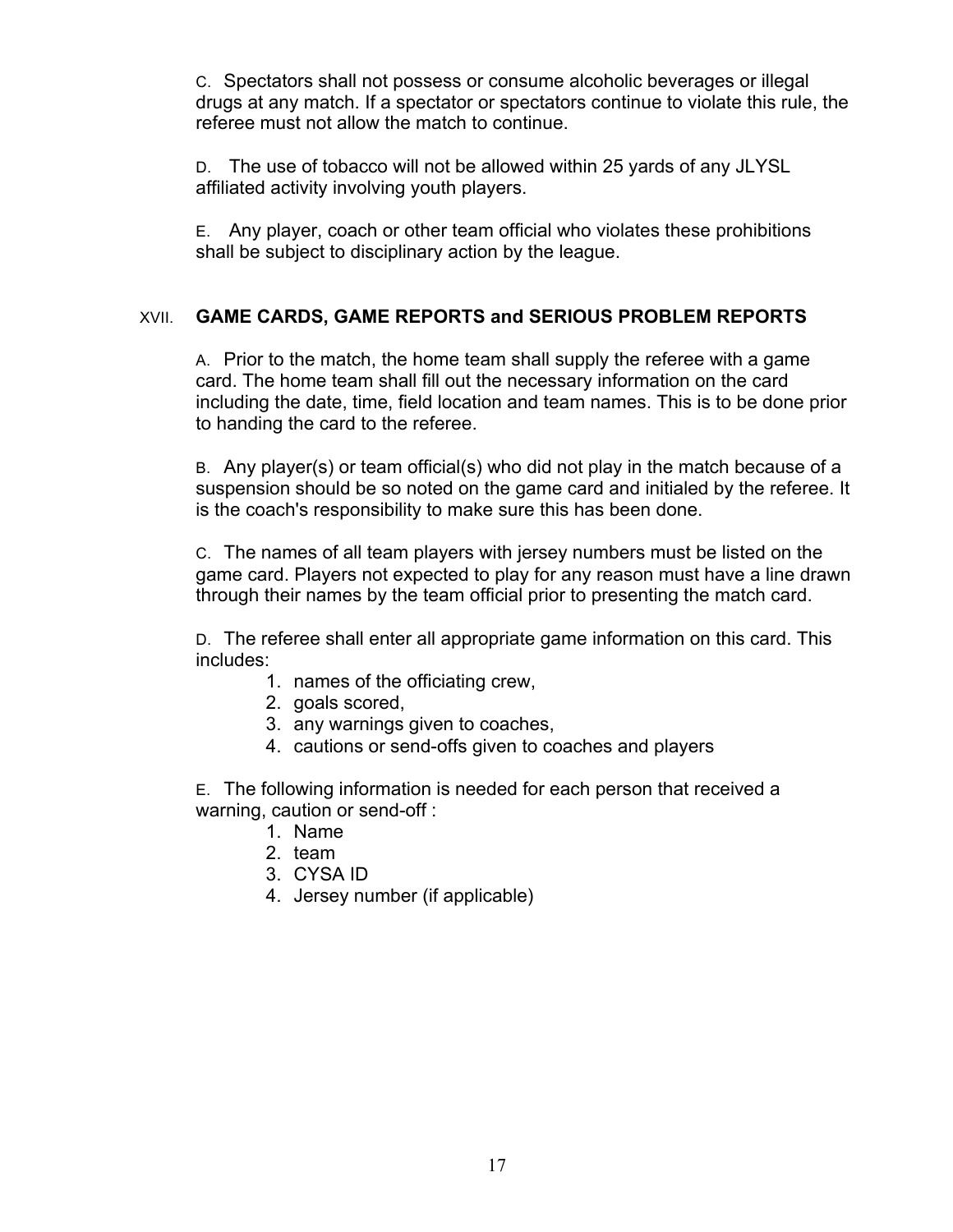C. Spectators shall not possess or consume alcoholic beverages or illegal drugs at any match. If a spectator or spectators continue to violate this rule, the referee must not allow the match to continue.

D. The use of tobacco will not be allowed within 25 yards of any JLYSL affiliated activity involving youth players.

E. Any player, coach or other team official who violates these prohibitions shall be subject to disciplinary action by the league.

## XVII. GAME CARDS, GAME REPORTS and SERIOUS PROBLEM REPORTS

A. Prior to the match, the home team shall supply the referee with a game card. The home team shall fill out the necessary information on the card including the date, time, field location and team names. This is to be done prior to handing the card to the referee.

B. Any player(s) or team official(s) who did not play in the match because of a suspension should be so noted on the game card and initialed by the referee. It is the coach's responsibility to make sure this has been done.

C. The names of all team players with jersey numbers must be listed on the game card. Players not expected to play for any reason must have a line drawn through their names by the team official prior to presenting the match card.

D. The referee shall enter all appropriate game information on this card. This includes:

1. names of the officiating crew,
2. goals scored,
3. any warnings given to coaches,
4. cautions or send-offs given to coaches and players

E. The following information is needed for each person that received a warning, caution or send-off :

1. Name
2. team
3. CYSA ID
4. Jersey number (if applicable)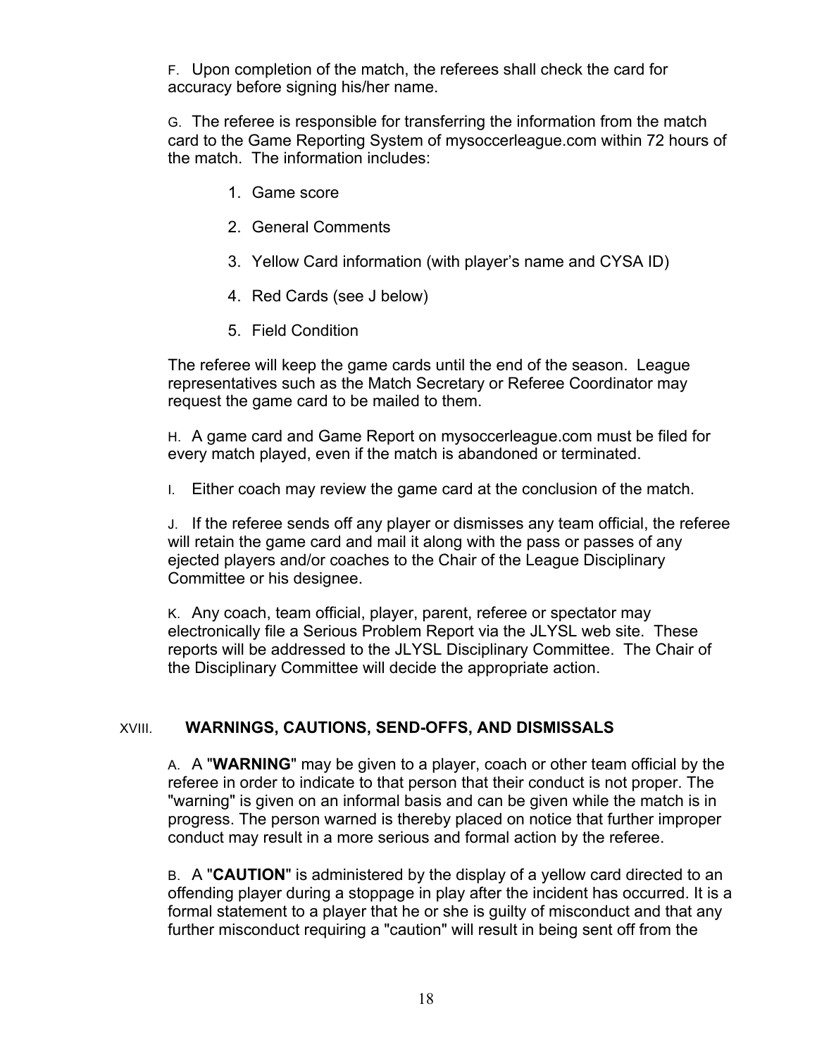F. Upon completion of the match, the referees shall check the card for accuracy before signing his/her name.

G. The referee is responsible for transferring the information from the match card to the Game Reporting System of mysoccerleague.com within 72 hours of the match. The information includes:

1. Game score
2. General Comments
3. Yellow Card information (with player's name and CYSA ID)
4. Red Cards (see J below)
5. Field Condition

The referee will keep the game cards until the end of the season. League representatives such as the Match Secretary or Referee Coordinator may request the game card to be mailed to them.

H. A game card and Game Report on mysoccerleague.com must be filed for every match played, even if the match is abandoned or terminated.

I. Either coach may review the game card at the conclusion of the match.

J. If the referee sends off any player or dismisses any team official, the referee will retain the game card and mail it along with the pass or passes of any ejected players and/or coaches to the Chair of the League Disciplinary Committee or his designee.

K. Any coach, team official, player, parent, referee or spectator may electronically file a Serious Problem Report via the JLYSL web site. These reports will be addressed to the JLYSL Disciplinary Committee. The Chair of the Disciplinary Committee will decide the appropriate action.

## XVIII. WARNINGS, CAUTIONS, SEND-OFFS, AND DISMISSALS

A. A "**WARNING**" may be given to a player, coach or other team official by the referee in order to indicate to that person that their conduct is not proper. The "warning" is given on an informal basis and can be given while the match is in progress. The person warned is thereby placed on notice that further improper conduct may result in a more serious and formal action by the referee.

B. A "**CAUTION**" is administered by the display of a yellow card directed to an offending player during a stoppage in play after the incident has occurred. It is a formal statement to a player that he or she is guilty of misconduct and that any further misconduct requiring a "caution" will result in being sent off from the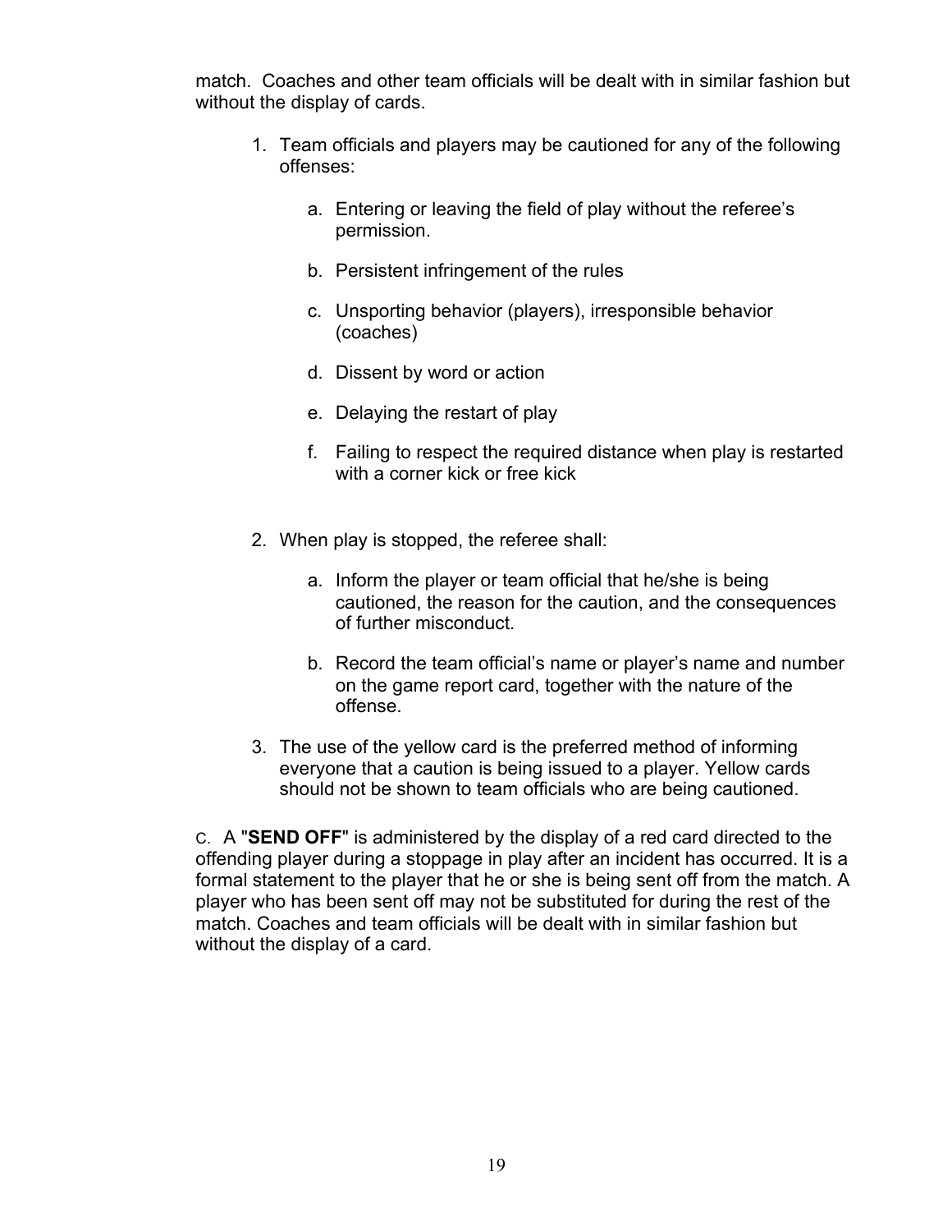match. Coaches and other team officials will be dealt with in similar fashion but without the display of cards.

1. Team officials and players may be cautioned for any of the following offenses:

    a. Entering or leaving the field of play without the referee's permission.

    b. Persistent infringement of the rules

    c. Unsporting behavior (players), irresponsible behavior (coaches)

    d. Dissent by word or action

    e. Delaying the restart of play

    f. Failing to respect the required distance when play is restarted with a corner kick or free kick

2. When play is stopped, the referee shall:

    a. Inform the player or team official that he/she is being cautioned, the reason for the caution, and the consequences of further misconduct.

    b. Record the team official's name or player's name and number on the game report card, together with the nature of the offense.

3. The use of the yellow card is the preferred method of informing everyone that a caution is being issued to a player. Yellow cards should not be shown to team officials who are being cautioned.

C. A "**SEND OFF**" is administered by the display of a red card directed to the offending player during a stoppage in play after an incident has occurred. It is a formal statement to the player that he or she is being sent off from the match. A player who has been sent off may not be substituted for during the rest of the match. Coaches and team officials will be dealt with in similar fashion but without the display of a card.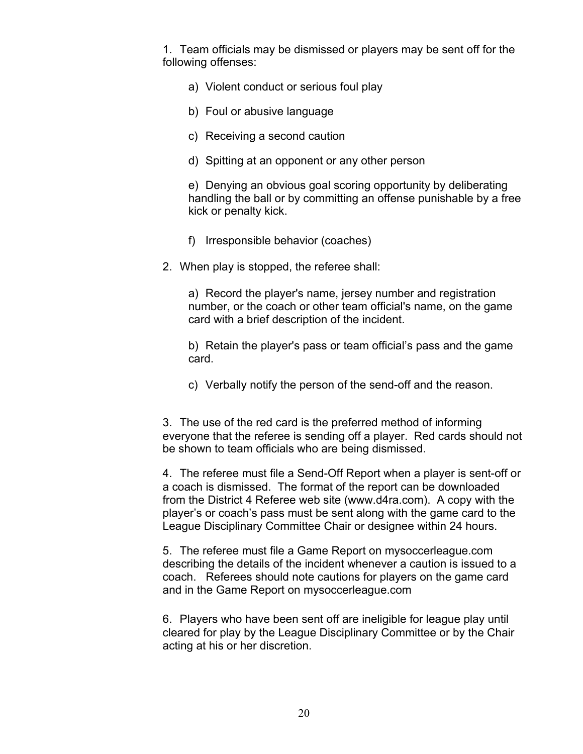1. Team officials may be dismissed or players may be sent off for the following offenses:

    a) Violent conduct or serious foul play

    b) Foul or abusive language

    c) Receiving a second caution

    d) Spitting at an opponent or any other person

    e) Denying an obvious goal scoring opportunity by deliberating handling the ball or by committing an offense punishable by a free kick or penalty kick.

    f) Irresponsible behavior (coaches)

2. When play is stopped, the referee shall:

    a) Record the player's name, jersey number and registration number, or the coach or other team official's name, on the game card with a brief description of the incident.

    b) Retain the player's pass or team official's pass and the game card.

    c) Verbally notify the person of the send-off and the reason.

3. The use of the red card is the preferred method of informing everyone that the referee is sending off a player. Red cards should not be shown to team officials who are being dismissed.

4. The referee must file a Send-Off Report when a player is sent-off or a coach is dismissed. The format of the report can be downloaded from the District 4 Referee web site (www.d4ra.com). A copy with the player's or coach's pass must be sent along with the game card to the League Disciplinary Committee Chair or designee within 24 hours.

5. The referee must file a Game Report on mysoccerleague.com describing the details of the incident whenever a caution is issued to a coach. Referees should note cautions for players on the game card and in the Game Report on mysoccerleague.com

6. Players who have been sent off are ineligible for league play until cleared for play by the League Disciplinary Committee or by the Chair acting at his or her discretion.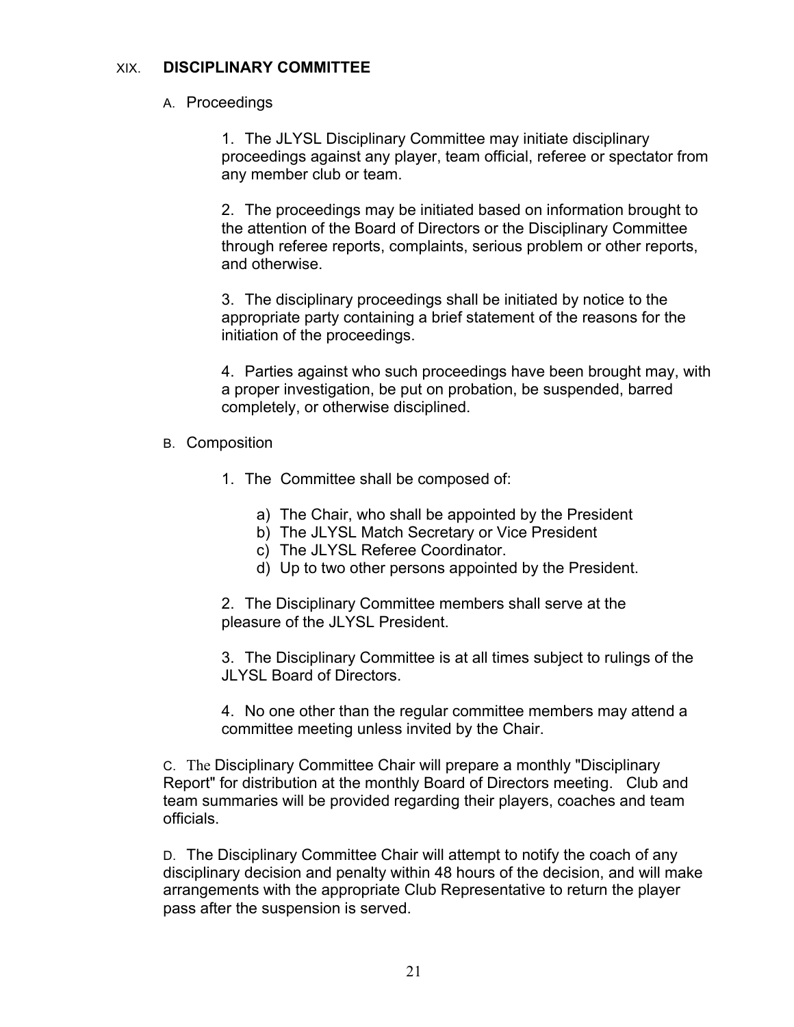## XIX. DISCIPLINARY COMMITTEE

A. Proceedings

1. The JLYSL Disciplinary Committee may initiate disciplinary proceedings against any player, team official, referee or spectator from any member club or team.

2. The proceedings may be initiated based on information brought to the attention of the Board of Directors or the Disciplinary Committee through referee reports, complaints, serious problem or other reports, and otherwise.

3. The disciplinary proceedings shall be initiated by notice to the appropriate party containing a brief statement of the reasons for the initiation of the proceedings.

4. Parties against who such proceedings have been brought may, with a proper investigation, be put on probation, be suspended, barred completely, or otherwise disciplined.

B. Composition

1. The Committee shall be composed of:

   a) The Chair, who shall be appointed by the President
   b) The JLYSL Match Secretary or Vice President
   c) The JLYSL Referee Coordinator.
   d) Up to two other persons appointed by the President.

2. The Disciplinary Committee members shall serve at the pleasure of the JLYSL President.

3. The Disciplinary Committee is at all times subject to rulings of the JLYSL Board of Directors.

4. No one other than the regular committee members may attend a committee meeting unless invited by the Chair.

C. The Disciplinary Committee Chair will prepare a monthly "Disciplinary Report" for distribution at the monthly Board of Directors meeting. Club and team summaries will be provided regarding their players, coaches and team officials.

D. The Disciplinary Committee Chair will attempt to notify the coach of any disciplinary decision and penalty within 48 hours of the decision, and will make arrangements with the appropriate Club Representative to return the player pass after the suspension is served.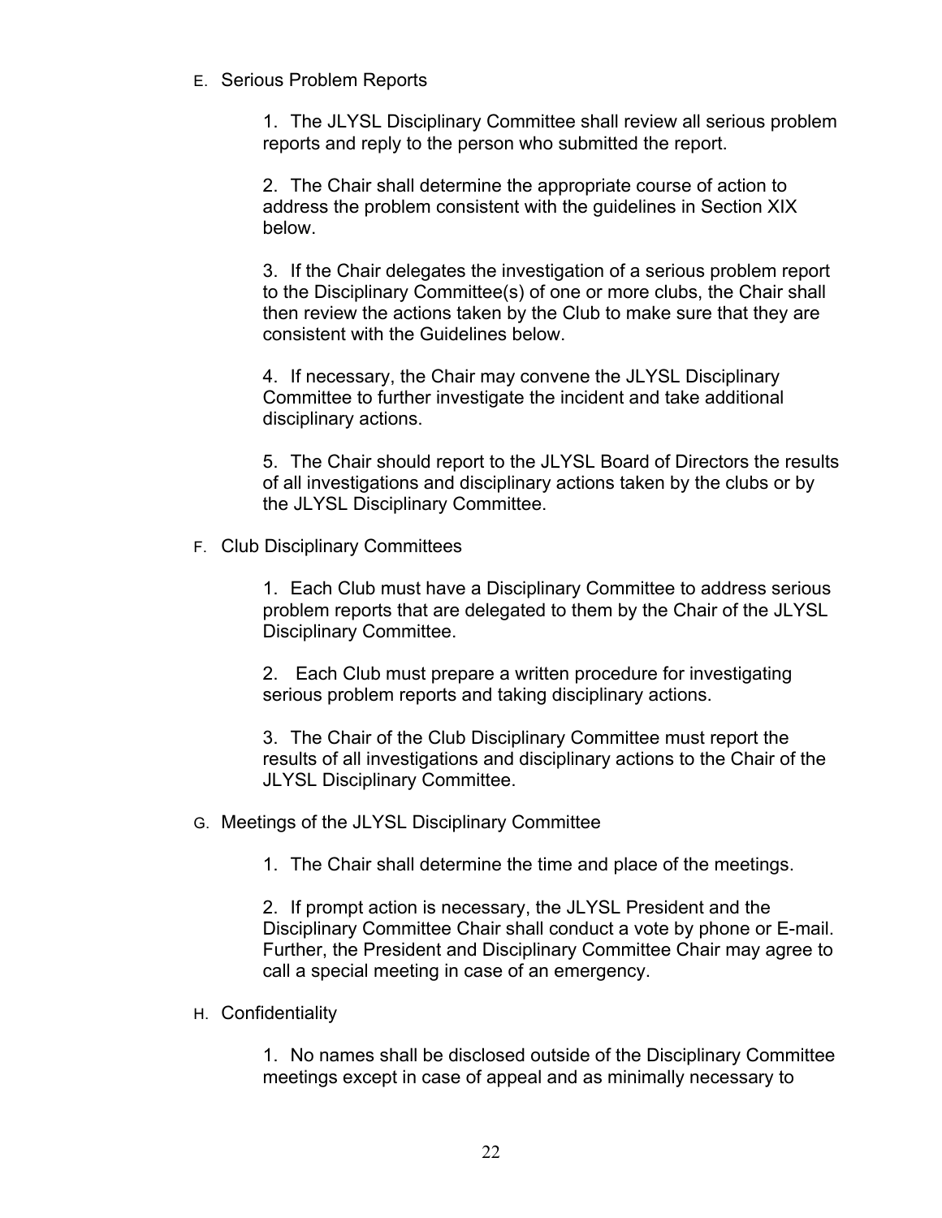E. Serious Problem Reports

1. The JLYSL Disciplinary Committee shall review all serious problem reports and reply to the person who submitted the report.

2. The Chair shall determine the appropriate course of action to address the problem consistent with the guidelines in Section XIX below.

3. If the Chair delegates the investigation of a serious problem report to the Disciplinary Committee(s) of one or more clubs, the Chair shall then review the actions taken by the Club to make sure that they are consistent with the Guidelines below.

4. If necessary, the Chair may convene the JLYSL Disciplinary Committee to further investigate the incident and take additional disciplinary actions.

5. The Chair should report to the JLYSL Board of Directors the results of all investigations and disciplinary actions taken by the clubs or by the JLYSL Disciplinary Committee.

F. Club Disciplinary Committees

1. Each Club must have a Disciplinary Committee to address serious problem reports that are delegated to them by the Chair of the JLYSL Disciplinary Committee.

2. Each Club must prepare a written procedure for investigating serious problem reports and taking disciplinary actions.

3. The Chair of the Club Disciplinary Committee must report the results of all investigations and disciplinary actions to the Chair of the JLYSL Disciplinary Committee.

G. Meetings of the JLYSL Disciplinary Committee

1. The Chair shall determine the time and place of the meetings.

2. If prompt action is necessary, the JLYSL President and the Disciplinary Committee Chair shall conduct a vote by phone or E-mail. Further, the President and Disciplinary Committee Chair may agree to call a special meeting in case of an emergency.

H. Confidentiality

1. No names shall be disclosed outside of the Disciplinary Committee meetings except in case of appeal and as minimally necessary to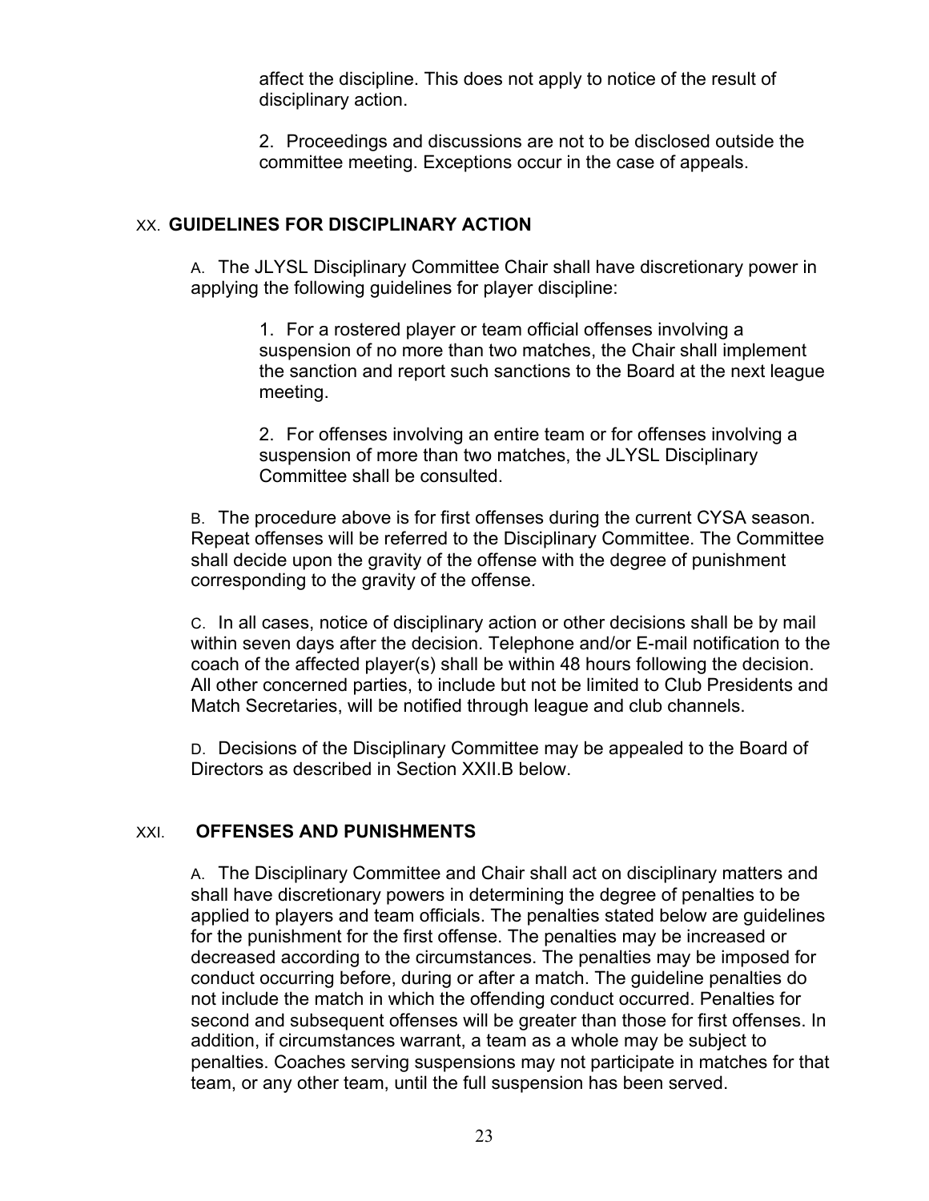affect the discipline. This does not apply to notice of the result of disciplinary action.

2. Proceedings and discussions are not to be disclosed outside the committee meeting. Exceptions occur in the case of appeals.

## XX. GUIDELINES FOR DISCIPLINARY ACTION

A. The JLYSL Disciplinary Committee Chair shall have discretionary power in applying the following guidelines for player discipline:

1. For a rostered player or team official offenses involving a suspension of no more than two matches, the Chair shall implement the sanction and report such sanctions to the Board at the next league meeting.

2. For offenses involving an entire team or for offenses involving a suspension of more than two matches, the JLYSL Disciplinary Committee shall be consulted.

B. The procedure above is for first offenses during the current CYSA season. Repeat offenses will be referred to the Disciplinary Committee. The Committee shall decide upon the gravity of the offense with the degree of punishment corresponding to the gravity of the offense.

C. In all cases, notice of disciplinary action or other decisions shall be by mail within seven days after the decision. Telephone and/or E-mail notification to the coach of the affected player(s) shall be within 48 hours following the decision. All other concerned parties, to include but not be limited to Club Presidents and Match Secretaries, will be notified through league and club channels.

D. Decisions of the Disciplinary Committee may be appealed to the Board of Directors as described in Section XXII.B below.

## XXI. OFFENSES AND PUNISHMENTS

A. The Disciplinary Committee and Chair shall act on disciplinary matters and shall have discretionary powers in determining the degree of penalties to be applied to players and team officials. The penalties stated below are guidelines for the punishment for the first offense. The penalties may be increased or decreased according to the circumstances. The penalties may be imposed for conduct occurring before, during or after a match. The guideline penalties do not include the match in which the offending conduct occurred. Penalties for second and subsequent offenses will be greater than those for first offenses. In addition, if circumstances warrant, a team as a whole may be subject to penalties. Coaches serving suspensions may not participate in matches for that team, or any other team, until the full suspension has been served.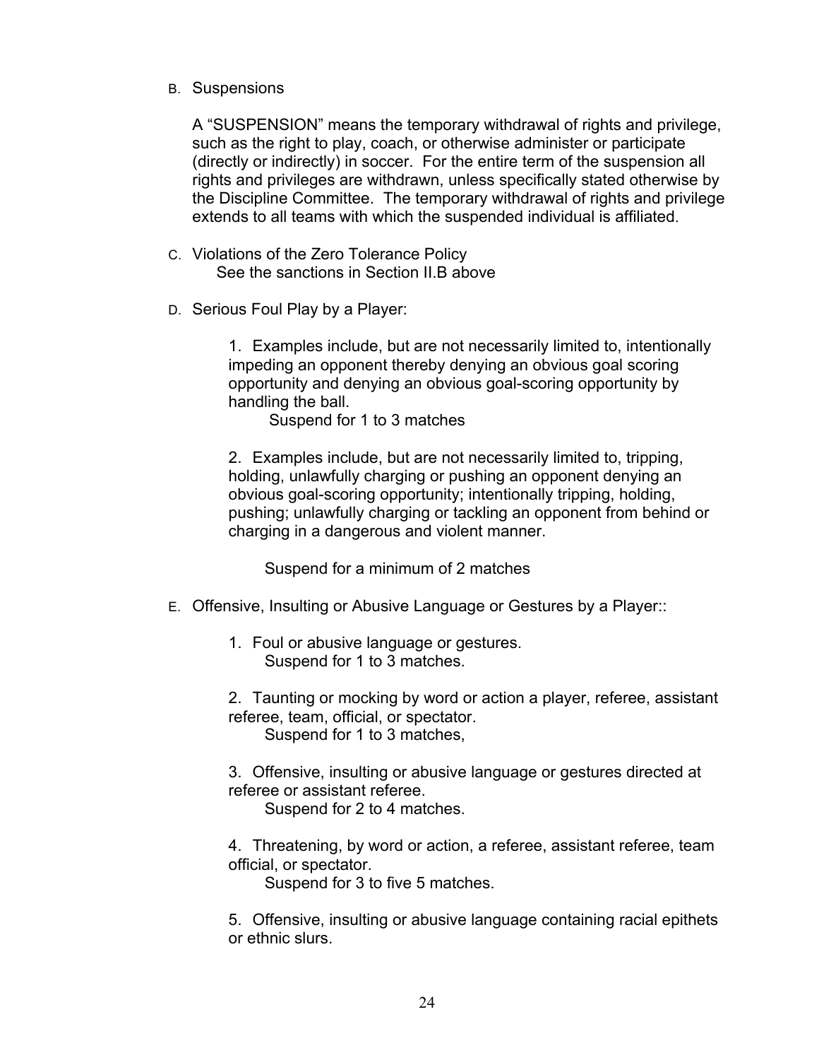B. Suspensions

A "SUSPENSION" means the temporary withdrawal of rights and privilege, such as the right to play, coach, or otherwise administer or participate (directly or indirectly) in soccer. For the entire term of the suspension all rights and privileges are withdrawn, unless specifically stated otherwise by the Discipline Committee. The temporary withdrawal of rights and privilege extends to all teams with which the suspended individual is affiliated.

C. Violations of the Zero Tolerance Policy
   See the sanctions in Section II.B above

D. Serious Foul Play by a Player:

1. Examples include, but are not necessarily limited to, intentionally impeding an opponent thereby denying an obvious goal scoring opportunity and denying an obvious goal-scoring opportunity by handling the ball.
   Suspend for 1 to 3 matches

2. Examples include, but are not necessarily limited to, tripping, holding, unlawfully charging or pushing an opponent denying an obvious goal-scoring opportunity; intentionally tripping, holding, pushing; unlawfully charging or tackling an opponent from behind or charging in a dangerous and violent manner.

   Suspend for a minimum of 2 matches

E. Offensive, Insulting or Abusive Language or Gestures by a Player::

1. Foul or abusive language or gestures.
   Suspend for 1 to 3 matches.

2. Taunting or mocking by word or action a player, referee, assistant referee, team, official, or spectator.
   Suspend for 1 to 3 matches,

3. Offensive, insulting or abusive language or gestures directed at referee or assistant referee.
   Suspend for 2 to 4 matches.

4. Threatening, by word or action, a referee, assistant referee, team official, or spectator.
   Suspend for 3 to five 5 matches.

5. Offensive, insulting or abusive language containing racial epithets or ethnic slurs.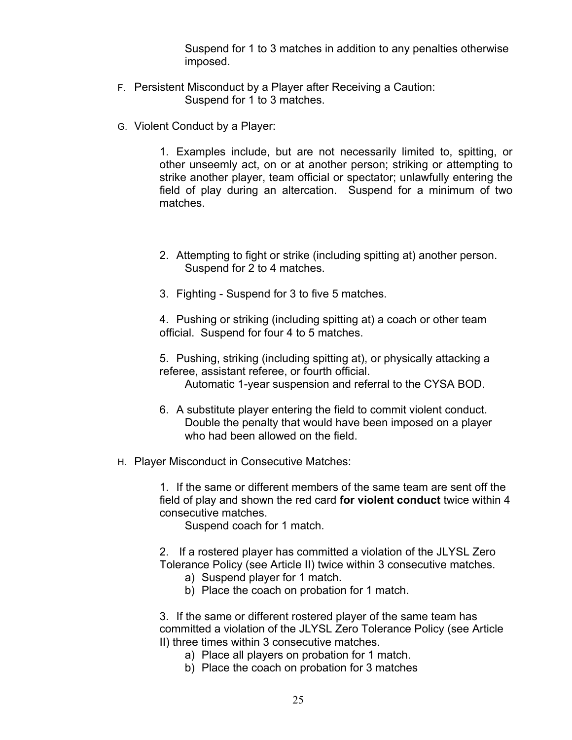Suspend for 1 to 3 matches in addition to any penalties otherwise imposed.

F. Persistent Misconduct by a Player after Receiving a Caution:
Suspend for 1 to 3 matches.

G. Violent Conduct by a Player:

1. Examples include, but are not necessarily limited to, spitting, or other unseemly act, on or at another person; striking or attempting to strike another player, team official or spectator; unlawfully entering the field of play during an altercation. Suspend for a minimum of two matches.

2. Attempting to fight or strike (including spitting at) another person.
Suspend for 2 to 4 matches.

3. Fighting - Suspend for 3 to five 5 matches.

4. Pushing or striking (including spitting at) a coach or other team official. Suspend for four 4 to 5 matches.

5. Pushing, striking (including spitting at), or physically attacking a referee, assistant referee, or fourth official.
Automatic 1-year suspension and referral to the CYSA BOD.

6. A substitute player entering the field to commit violent conduct.
Double the penalty that would have been imposed on a player who had been allowed on the field.

H. Player Misconduct in Consecutive Matches:

1. If the same or different members of the same team are sent off the field of play and shown the red card **for violent conduct** twice within 4 consecutive matches.
Suspend coach for 1 match.

2. If a rostered player has committed a violation of the JLYSL Zero Tolerance Policy (see Article II) twice within 3 consecutive matches.
   a) Suspend player for 1 match.
   b) Place the coach on probation for 1 match.

3. If the same or different rostered player of the same team has committed a violation of the JLYSL Zero Tolerance Policy (see Article II) three times within 3 consecutive matches.
   a) Place all players on probation for 1 match.
   b) Place the coach on probation for 3 matches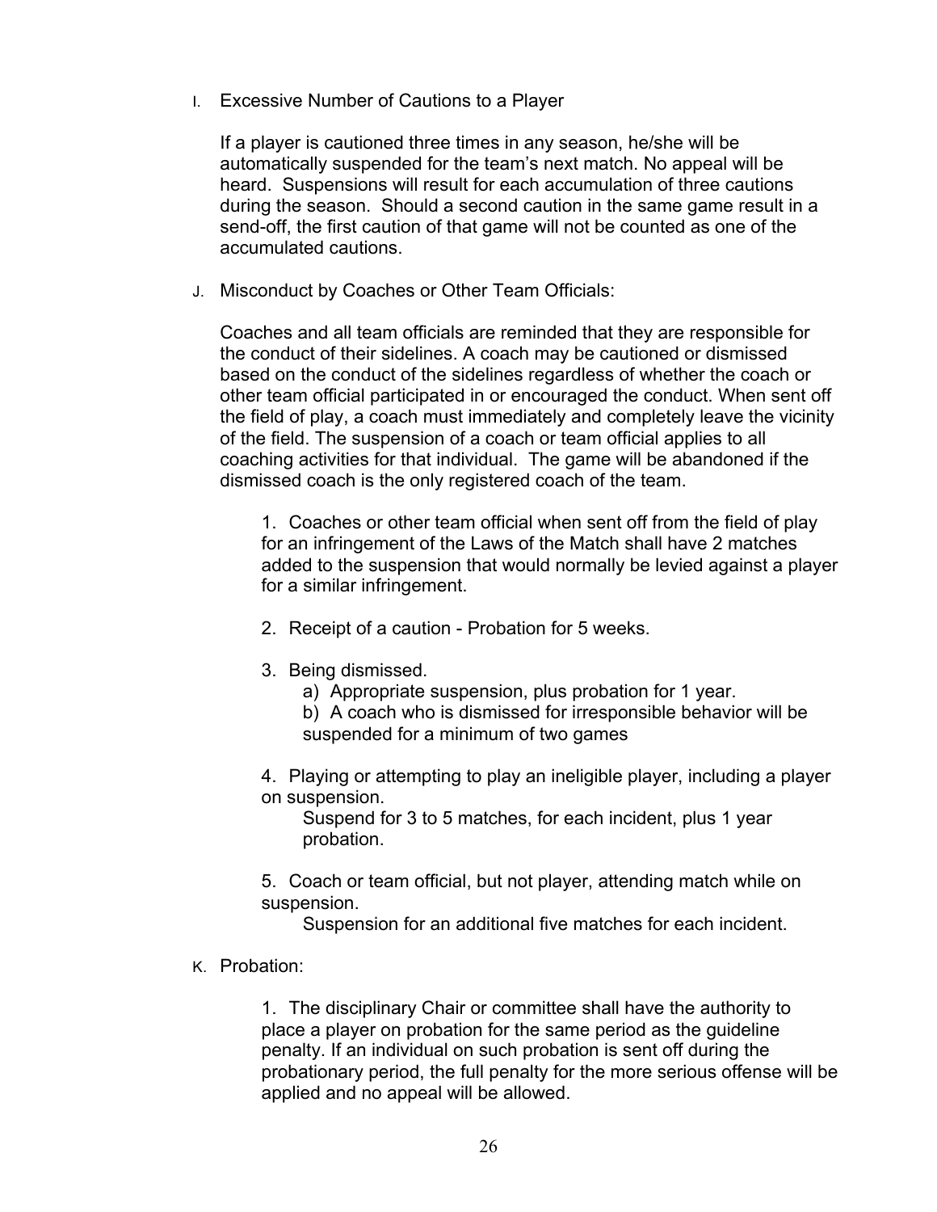I. Excessive Number of Cautions to a Player

If a player is cautioned three times in any season, he/she will be automatically suspended for the team's next match. No appeal will be heard. Suspensions will result for each accumulation of three cautions during the season. Should a second caution in the same game result in a send-off, the first caution of that game will not be counted as one of the accumulated cautions.

J. Misconduct by Coaches or Other Team Officials:

Coaches and all team officials are reminded that they are responsible for the conduct of their sidelines. A coach may be cautioned or dismissed based on the conduct of the sidelines regardless of whether the coach or other team official participated in or encouraged the conduct. When sent off the field of play, a coach must immediately and completely leave the vicinity of the field. The suspension of a coach or team official applies to all coaching activities for that individual. The game will be abandoned if the dismissed coach is the only registered coach of the team.

1. Coaches or other team official when sent off from the field of play for an infringement of the Laws of the Match shall have 2 matches added to the suspension that would normally be levied against a player for a similar infringement.

2. Receipt of a caution - Probation for 5 weeks.

3. Being dismissed.
   a) Appropriate suspension, plus probation for 1 year.
   b) A coach who is dismissed for irresponsible behavior will be suspended for a minimum of two games

4. Playing or attempting to play an ineligible player, including a player on suspension.
   Suspend for 3 to 5 matches, for each incident, plus 1 year probation.

5. Coach or team official, but not player, attending match while on suspension.
   Suspension for an additional five matches for each incident.

K. Probation:

1. The disciplinary Chair or committee shall have the authority to place a player on probation for the same period as the guideline penalty. If an individual on such probation is sent off during the probationary period, the full penalty for the more serious offense will be applied and no appeal will be allowed.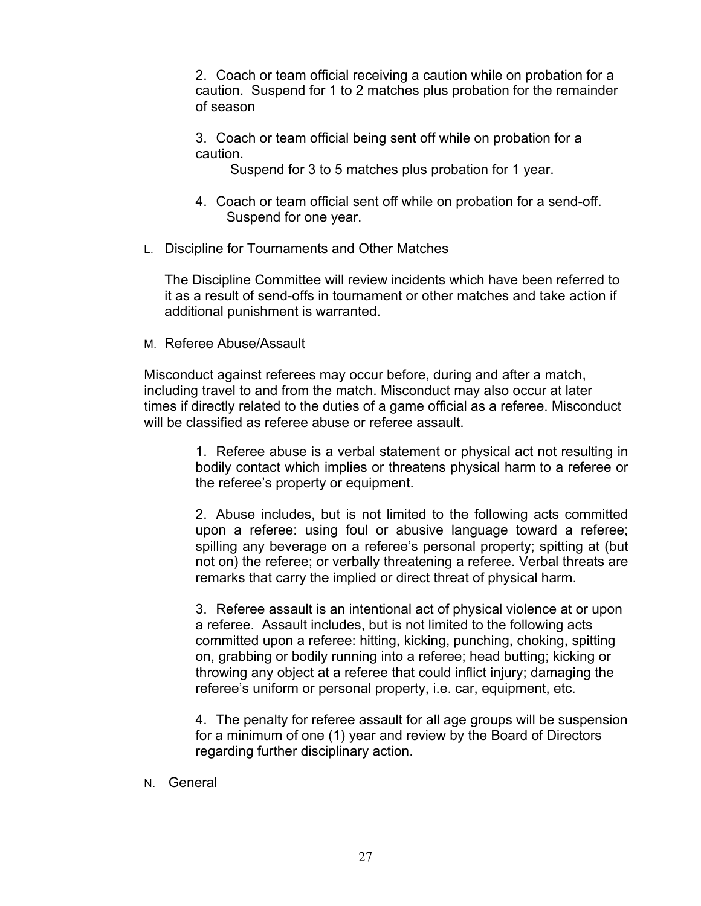2. Coach or team official receiving a caution while on probation for a caution. Suspend for 1 to 2 matches plus probation for the remainder of season

3. Coach or team official being sent off while on probation for a caution.
Suspend for 3 to 5 matches plus probation for 1 year.

4. Coach or team official sent off while on probation for a send-off.
Suspend for one year.

L. Discipline for Tournaments and Other Matches

The Discipline Committee will review incidents which have been referred to it as a result of send-offs in tournament or other matches and take action if additional punishment is warranted.

M. Referee Abuse/Assault

Misconduct against referees may occur before, during and after a match, including travel to and from the match. Misconduct may also occur at later times if directly related to the duties of a game official as a referee. Misconduct will be classified as referee abuse or referee assault.

1. Referee abuse is a verbal statement or physical act not resulting in bodily contact which implies or threatens physical harm to a referee or the referee's property or equipment.

2. Abuse includes, but is not limited to the following acts committed upon a referee: using foul or abusive language toward a referee; spilling any beverage on a referee's personal property; spitting at (but not on) the referee; or verbally threatening a referee. Verbal threats are remarks that carry the implied or direct threat of physical harm.

3. Referee assault is an intentional act of physical violence at or upon a referee. Assault includes, but is not limited to the following acts committed upon a referee: hitting, kicking, punching, choking, spitting on, grabbing or bodily running into a referee; head butting; kicking or throwing any object at a referee that could inflict injury; damaging the referee's uniform or personal property, i.e. car, equipment, etc.

4. The penalty for referee assault for all age groups will be suspension for a minimum of one (1) year and review by the Board of Directors regarding further disciplinary action.

N. General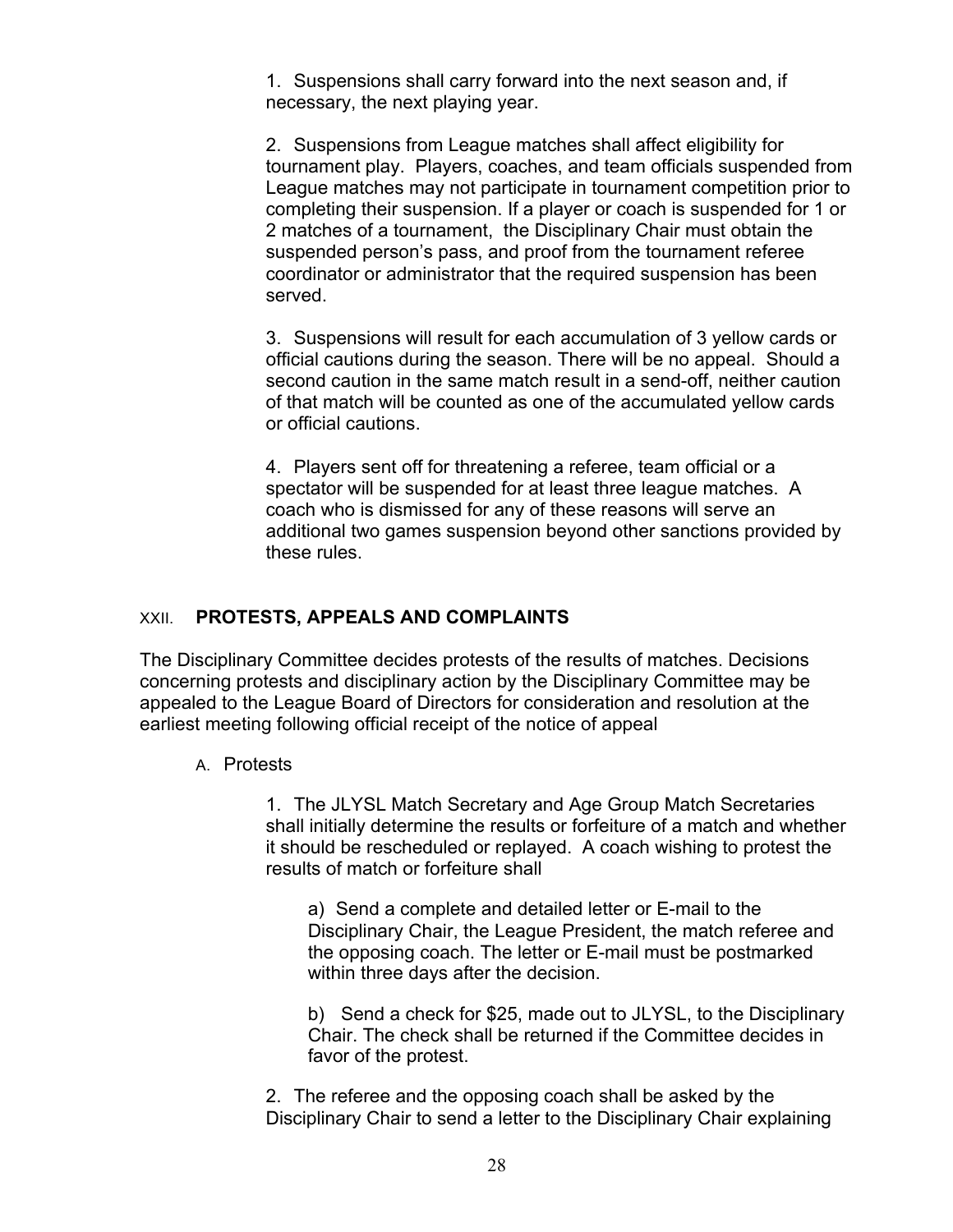1. Suspensions shall carry forward into the next season and, if necessary, the next playing year.

2. Suspensions from League matches shall affect eligibility for tournament play. Players, coaches, and team officials suspended from League matches may not participate in tournament competition prior to completing their suspension. If a player or coach is suspended for 1 or 2 matches of a tournament, the Disciplinary Chair must obtain the suspended person's pass, and proof from the tournament referee coordinator or administrator that the required suspension has been served.

3. Suspensions will result for each accumulation of 3 yellow cards or official cautions during the season. There will be no appeal. Should a second caution in the same match result in a send-off, neither caution of that match will be counted as one of the accumulated yellow cards or official cautions.

4. Players sent off for threatening a referee, team official or a spectator will be suspended for at least three league matches. A coach who is dismissed for any of these reasons will serve an additional two games suspension beyond other sanctions provided by these rules.

## XXII. PROTESTS, APPEALS AND COMPLAINTS

The Disciplinary Committee decides protests of the results of matches. Decisions concerning protests and disciplinary action by the Disciplinary Committee may be appealed to the League Board of Directors for consideration and resolution at the earliest meeting following official receipt of the notice of appeal

### A. Protests

1. The JLYSL Match Secretary and Age Group Match Secretaries shall initially determine the results or forfeiture of a match and whether it should be rescheduled or replayed. A coach wishing to protest the results of match or forfeiture shall

a) Send a complete and detailed letter or E-mail to the Disciplinary Chair, the League President, the match referee and the opposing coach. The letter or E-mail must be postmarked within three days after the decision.

b) Send a check for $25, made out to JLYSL, to the Disciplinary Chair. The check shall be returned if the Committee decides in favor of the protest.

2. The referee and the opposing coach shall be asked by the Disciplinary Chair to send a letter to the Disciplinary Chair explaining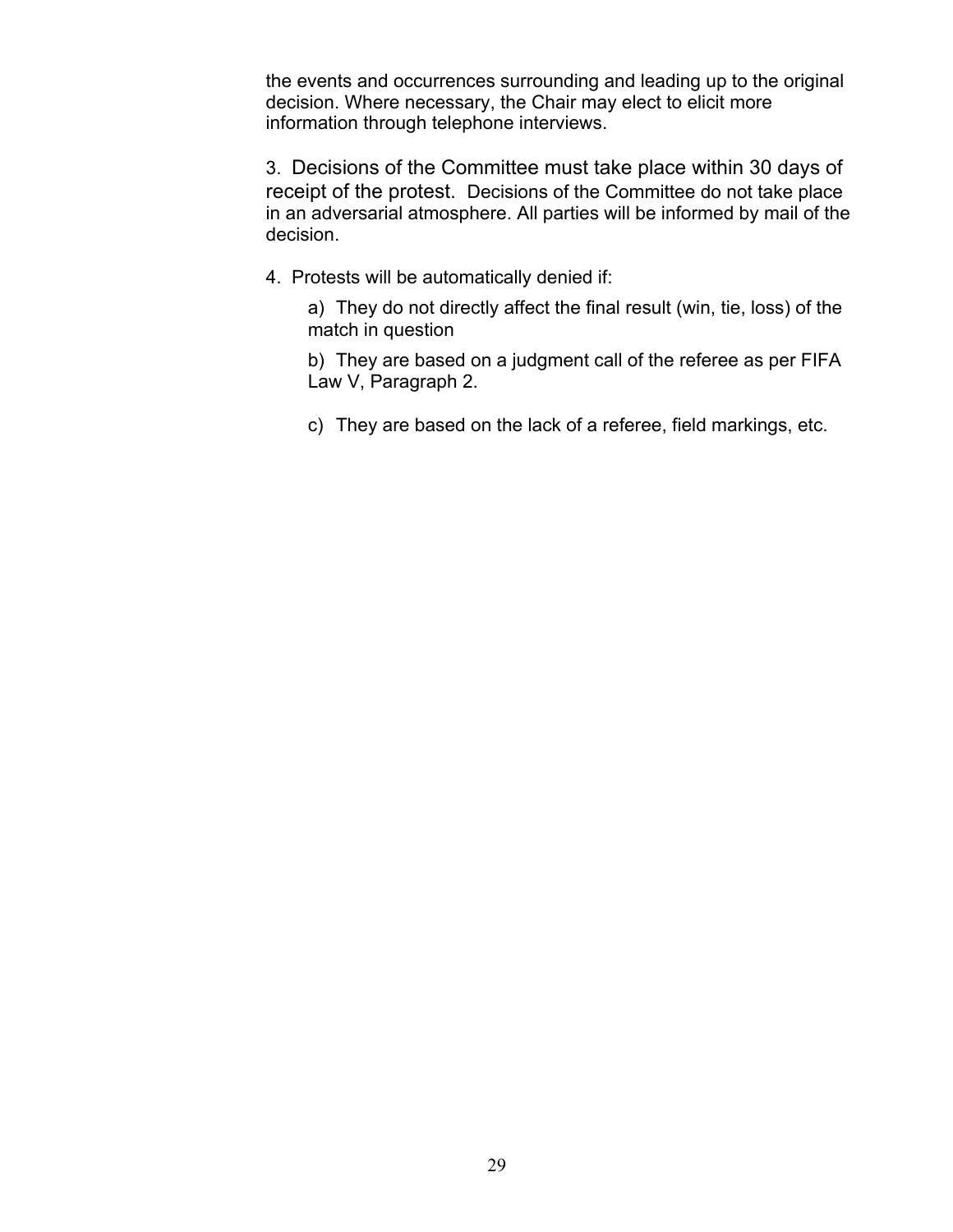the events and occurrences surrounding and leading up to the original decision. Where necessary, the Chair may elect to elicit more information through telephone interviews.

3. Decisions of the Committee must take place within 30 days of receipt of the protest. Decisions of the Committee do not take place in an adversarial atmosphere. All parties will be informed by mail of the decision.

4. Protests will be automatically denied if:

   a) They do not directly affect the final result (win, tie, loss) of the match in question

   b) They are based on a judgment call of the referee as per FIFA Law V, Paragraph 2.

   c) They are based on the lack of a referee, field markings, etc.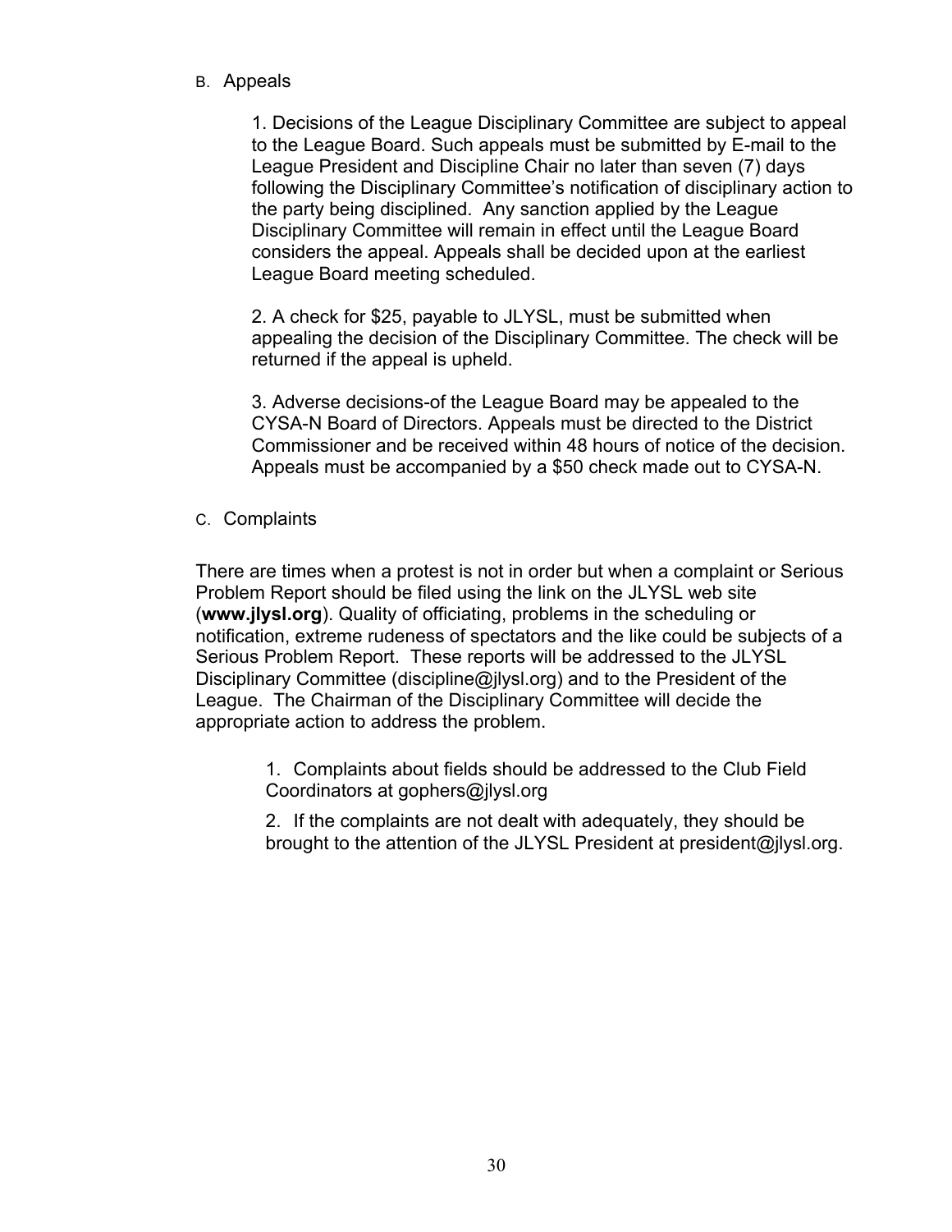B. Appeals

1. Decisions of the League Disciplinary Committee are subject to appeal to the League Board. Such appeals must be submitted by E-mail to the League President and Discipline Chair no later than seven (7) days following the Disciplinary Committee's notification of disciplinary action to the party being disciplined. Any sanction applied by the League Disciplinary Committee will remain in effect until the League Board considers the appeal. Appeals shall be decided upon at the earliest League Board meeting scheduled.

2. A check for $25, payable to JLYSL, must be submitted when appealing the decision of the Disciplinary Committee. The check will be returned if the appeal is upheld.

3. Adverse decisions-of the League Board may be appealed to the CYSA-N Board of Directors. Appeals must be directed to the District Commissioner and be received within 48 hours of notice of the decision. Appeals must be accompanied by a $50 check made out to CYSA-N.

C. Complaints

There are times when a protest is not in order but when a complaint or Serious Problem Report should be filed using the link on the JLYSL web site (**www.jlysl.org**). Quality of officiating, problems in the scheduling or notification, extreme rudeness of spectators and the like could be subjects of a Serious Problem Report. These reports will be addressed to the JLYSL Disciplinary Committee (discipline@jlysl.org) and to the President of the League. The Chairman of the Disciplinary Committee will decide the appropriate action to address the problem.

1. Complaints about fields should be addressed to the Club Field Coordinators at gophers@jlysl.org

2. If the complaints are not dealt with adequately, they should be brought to the attention of the JLYSL President at president@jlysl.org.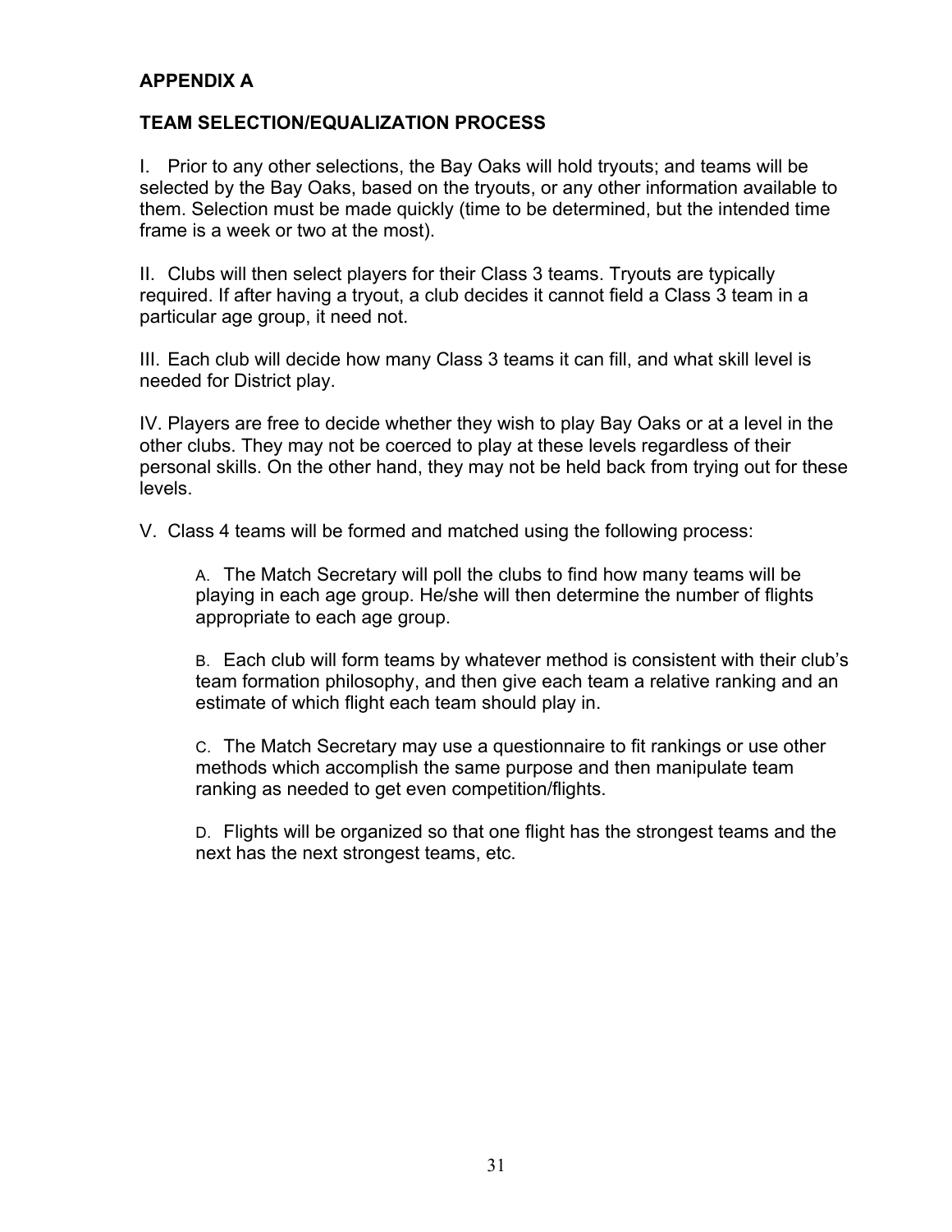## APPENDIX A

## TEAM SELECTION/EQUALIZATION PROCESS

I. Prior to any other selections, the Bay Oaks will hold tryouts; and teams will be selected by the Bay Oaks, based on the tryouts, or any other information available to them. Selection must be made quickly (time to be determined, but the intended time frame is a week or two at the most).

II. Clubs will then select players for their Class 3 teams. Tryouts are typically required. If after having a tryout, a club decides it cannot field a Class 3 team in a particular age group, it need not.

III. Each club will decide how many Class 3 teams it can fill, and what skill level is needed for District play.

IV. Players are free to decide whether they wish to play Bay Oaks or at a level in the other clubs. They may not be coerced to play at these levels regardless of their personal skills. On the other hand, they may not be held back from trying out for these levels.

V. Class 4 teams will be formed and matched using the following process:

> A. The Match Secretary will poll the clubs to find how many teams will be playing in each age group. He/she will then determine the number of flights appropriate to each age group.
>
> B. Each club will form teams by whatever method is consistent with their club's team formation philosophy, and then give each team a relative ranking and an estimate of which flight each team should play in.
>
> C. The Match Secretary may use a questionnaire to fit rankings or use other methods which accomplish the same purpose and then manipulate team ranking as needed to get even competition/flights.
>
> D. Flights will be organized so that one flight has the strongest teams and the next has the next strongest teams, etc.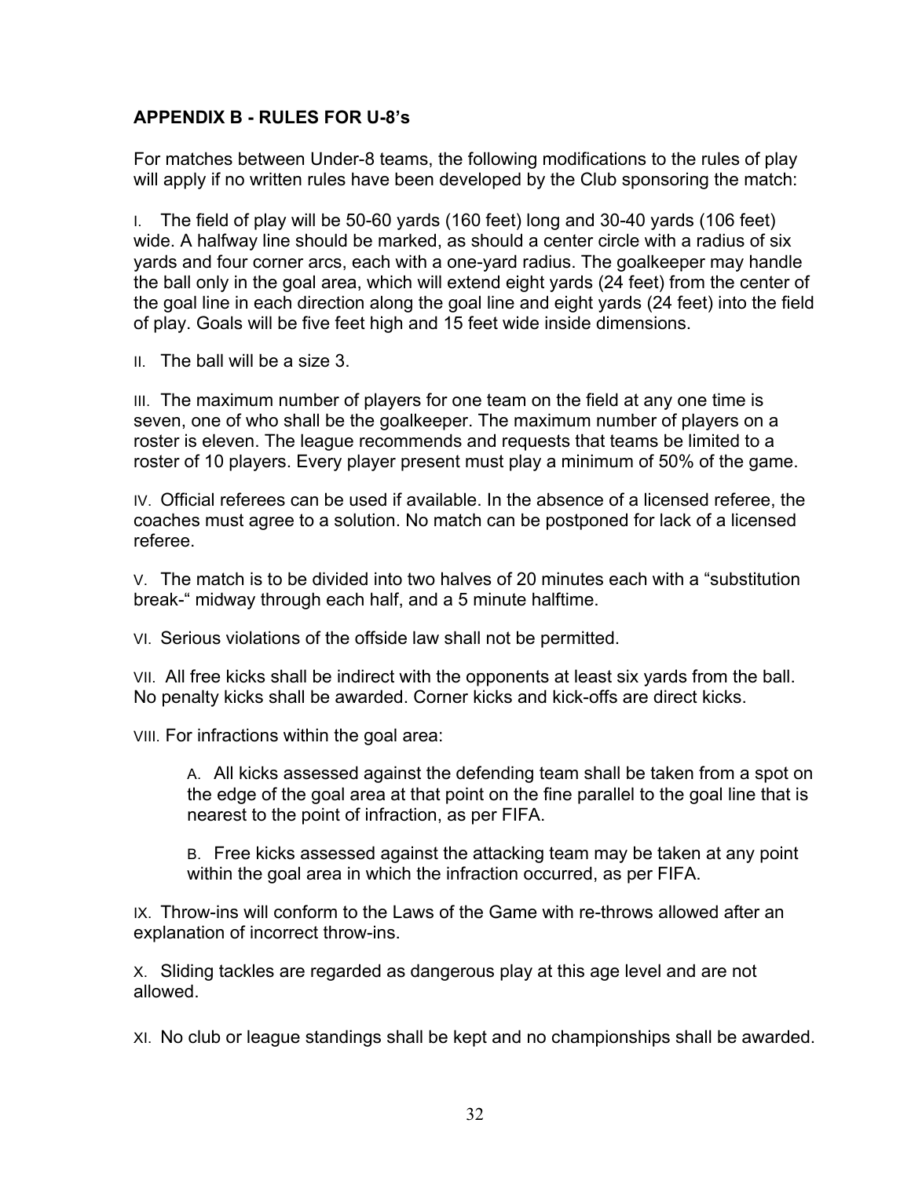## APPENDIX B - RULES FOR U-8's

For matches between Under-8 teams, the following modifications to the rules of play will apply if no written rules have been developed by the Club sponsoring the match:

I. The field of play will be 50-60 yards (160 feet) long and 30-40 yards (106 feet) wide. A halfway line should be marked, as should a center circle with a radius of six yards and four corner arcs, each with a one-yard radius. The goalkeeper may handle the ball only in the goal area, which will extend eight yards (24 feet) from the center of the goal line in each direction along the goal line and eight yards (24 feet) into the field of play. Goals will be five feet high and 15 feet wide inside dimensions.

II. The ball will be a size 3.

III. The maximum number of players for one team on the field at any one time is seven, one of who shall be the goalkeeper. The maximum number of players on a roster is eleven. The league recommends and requests that teams be limited to a roster of 10 players. Every player present must play a minimum of 50% of the game.

IV. Official referees can be used if available. In the absence of a licensed referee, the coaches must agree to a solution. No match can be postponed for lack of a licensed referee.

V. The match is to be divided into two halves of 20 minutes each with a "substitution break-" midway through each half, and a 5 minute halftime.

VI. Serious violations of the offside law shall not be permitted.

VII. All free kicks shall be indirect with the opponents at least six yards from the ball. No penalty kicks shall be awarded. Corner kicks and kick-offs are direct kicks.

VIII. For infractions within the goal area:

> A. All kicks assessed against the defending team shall be taken from a spot on the edge of the goal area at that point on the fine parallel to the goal line that is nearest to the point of infraction, as per FIFA.
>
> B. Free kicks assessed against the attacking team may be taken at any point within the goal area in which the infraction occurred, as per FIFA.

IX. Throw-ins will conform to the Laws of the Game with re-throws allowed after an explanation of incorrect throw-ins.

X. Sliding tackles are regarded as dangerous play at this age level and are not allowed.

XI. No club or league standings shall be kept and no championships shall be awarded.